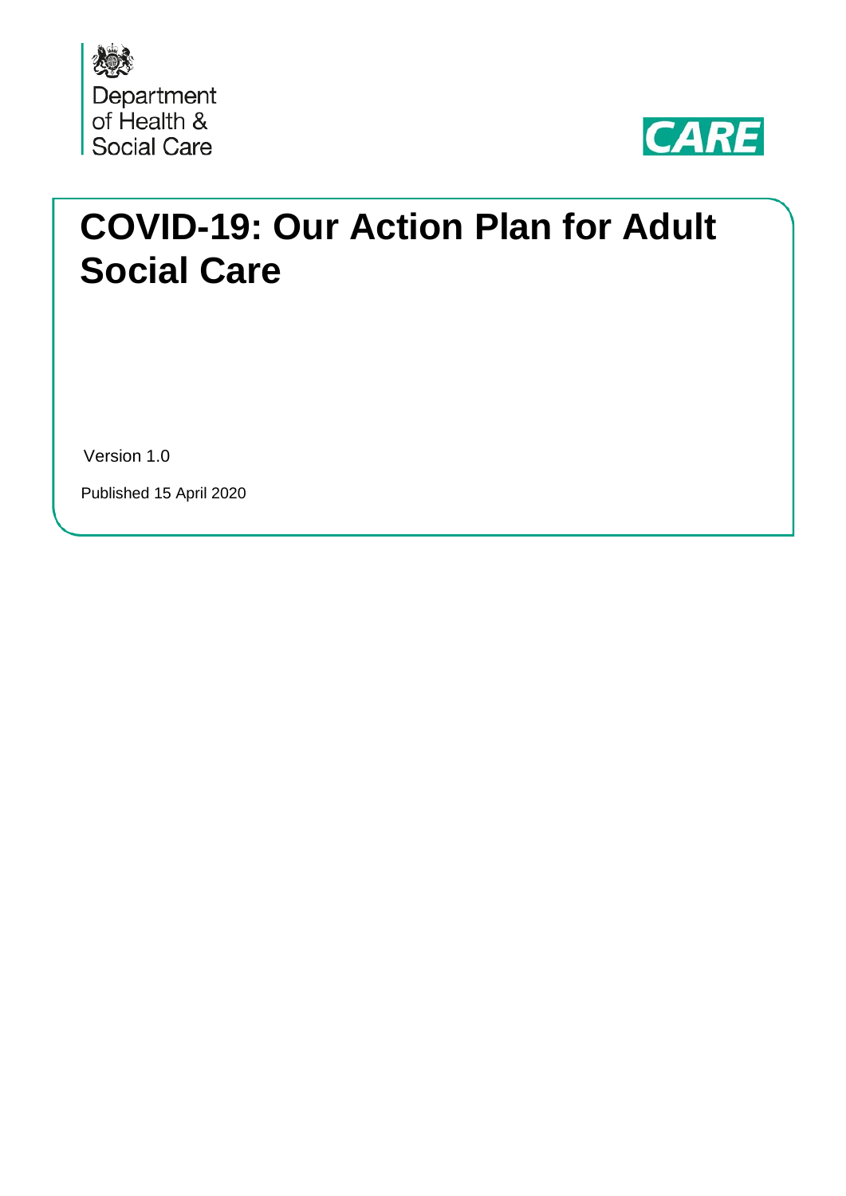Department of Health & Social Care

CARE

# COVID-19: Our Action Plan for Adult Social Care

Version 1.0

Published 15 April 2020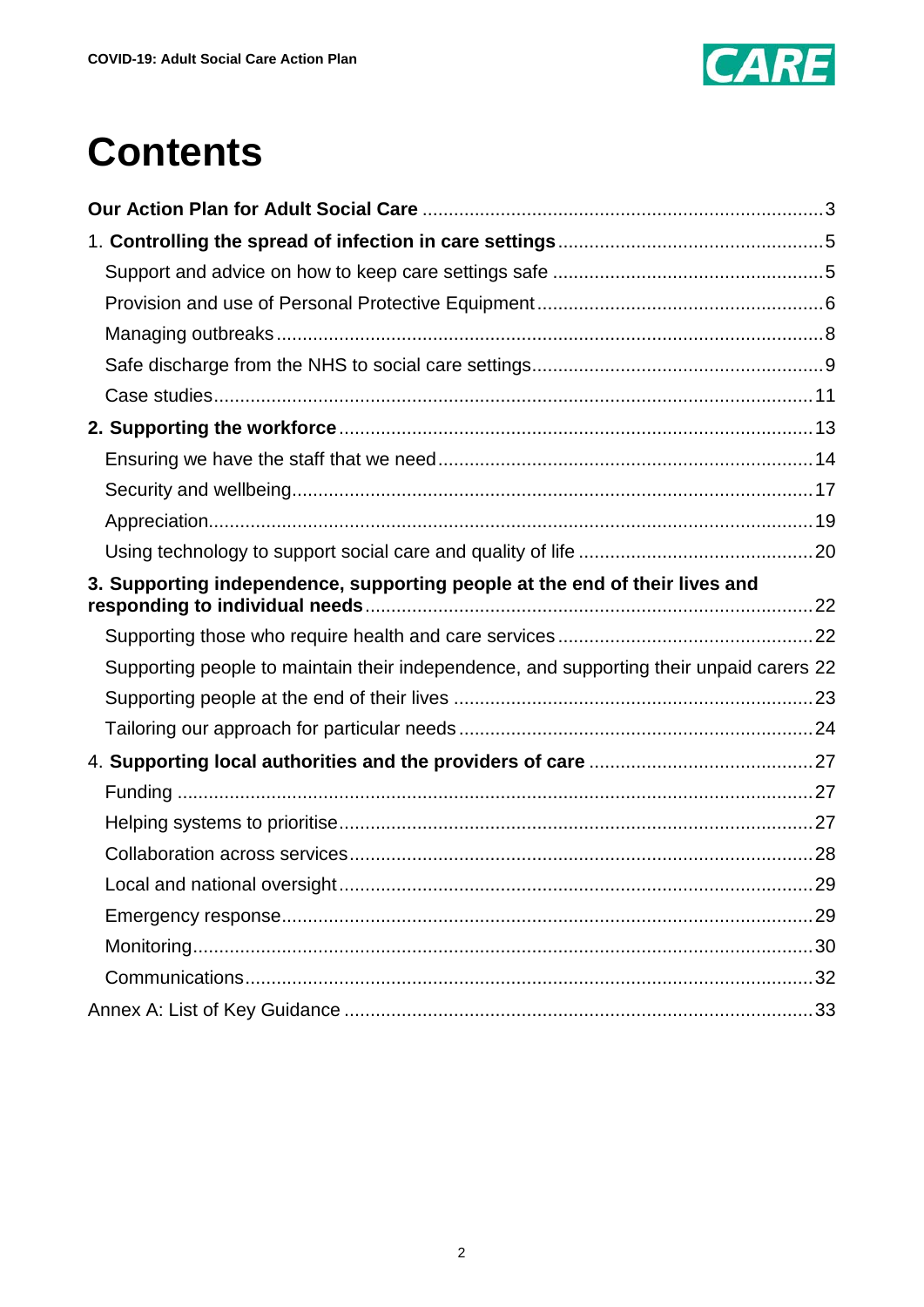# Contents

**Our Action Plan for Adult Social Care** .......... 3

1. **Controlling the spread of infection in care settings** .......... 5
   - Support and advice on how to keep care settings safe .......... 5
   - Provision and use of Personal Protective Equipment .......... 6
   - Managing outbreaks .......... 8
   - Safe discharge from the NHS to social care settings .......... 9
   - Case studies .......... 11

2. **Supporting the workforce** .......... 13
   - Ensuring we have the staff that we need .......... 14
   - Security and wellbeing .......... 17
   - Appreciation .......... 19
   - Using technology to support social care and quality of life .......... 20

3. **Supporting independence, supporting people at the end of their lives and responding to individual needs** .......... 22
   - Supporting those who require health and care services .......... 22
   - Supporting people to maintain their independence, and supporting their unpaid carers 22
   - Supporting people at the end of their lives .......... 23
   - Tailoring our approach for particular needs .......... 24

4. **Supporting local authorities and the providers of care** .......... 27
   - Funding .......... 27
   - Helping systems to prioritise .......... 27
   - Collaboration across services .......... 28
   - Local and national oversight .......... 29
   - Emergency response .......... 29
   - Monitoring .......... 30
   - Communications .......... 32

Annex A: List of Key Guidance .......... 33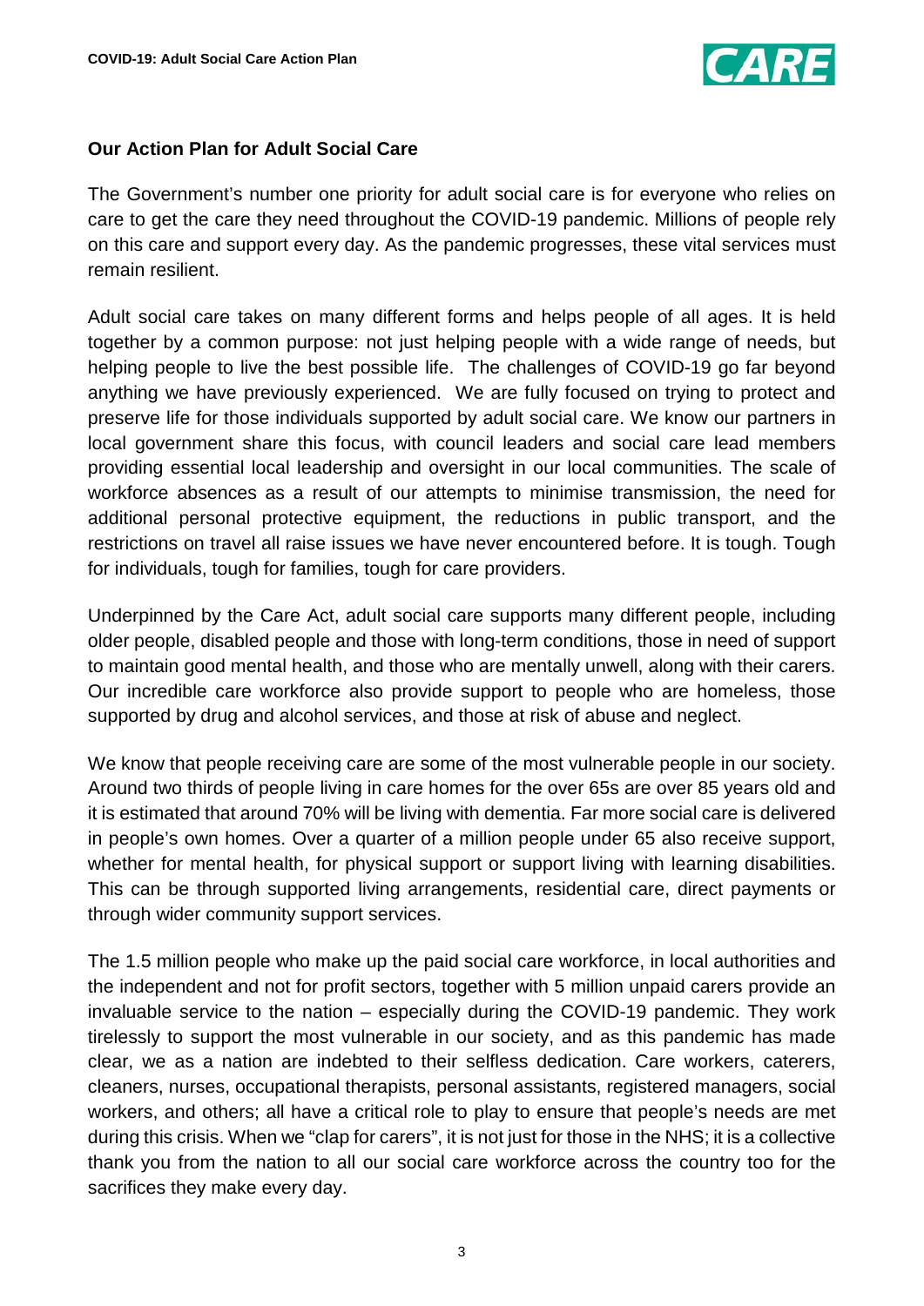**Our Action Plan for Adult Social Care**

The Government's number one priority for adult social care is for everyone who relies on care to get the care they need throughout the COVID-19 pandemic. Millions of people rely on this care and support every day. As the pandemic progresses, these vital services must remain resilient.

Adult social care takes on many different forms and helps people of all ages. It is held together by a common purpose: not just helping people with a wide range of needs, but helping people to live the best possible life. The challenges of COVID-19 go far beyond anything we have previously experienced. We are fully focused on trying to protect and preserve life for those individuals supported by adult social care. We know our partners in local government share this focus, with council leaders and social care lead members providing essential local leadership and oversight in our local communities. The scale of workforce absences as a result of our attempts to minimise transmission, the need for additional personal protective equipment, the reductions in public transport, and the restrictions on travel all raise issues we have never encountered before. It is tough. Tough for individuals, tough for families, tough for care providers.

Underpinned by the Care Act, adult social care supports many different people, including older people, disabled people and those with long-term conditions, those in need of support to maintain good mental health, and those who are mentally unwell, along with their carers. Our incredible care workforce also provide support to people who are homeless, those supported by drug and alcohol services, and those at risk of abuse and neglect.

We know that people receiving care are some of the most vulnerable people in our society. Around two thirds of people living in care homes for the over 65s are over 85 years old and it is estimated that around 70% will be living with dementia. Far more social care is delivered in people's own homes. Over a quarter of a million people under 65 also receive support, whether for mental health, for physical support or support living with learning disabilities. This can be through supported living arrangements, residential care, direct payments or through wider community support services.

The 1.5 million people who make up the paid social care workforce, in local authorities and the independent and not for profit sectors, together with 5 million unpaid carers provide an invaluable service to the nation – especially during the COVID-19 pandemic. They work tirelessly to support the most vulnerable in our society, and as this pandemic has made clear, we as a nation are indebted to their selfless dedication. Care workers, caterers, cleaners, nurses, occupational therapists, personal assistants, registered managers, social workers, and others; all have a critical role to play to ensure that people's needs are met during this crisis. When we "clap for carers", it is not just for those in the NHS; it is a collective thank you from the nation to all our social care workforce across the country too for the sacrifices they make every day.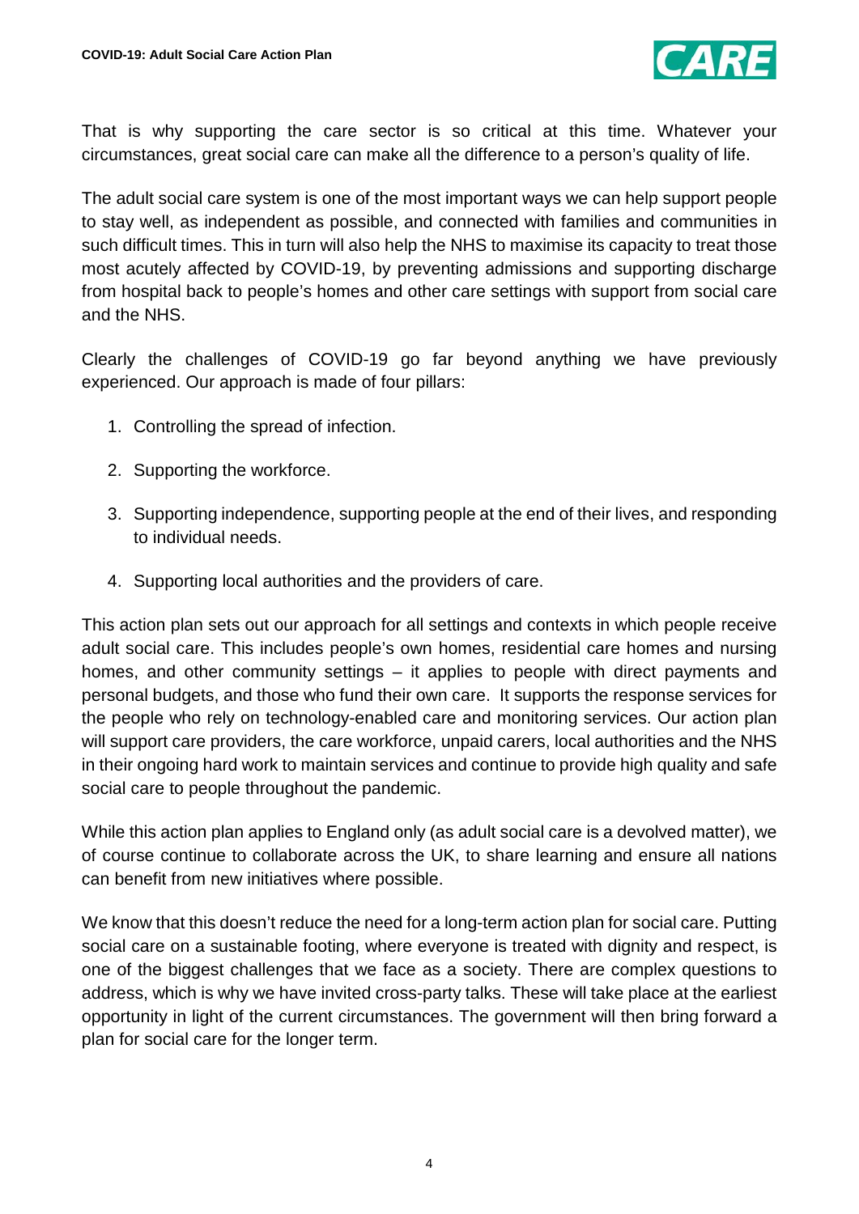That is why supporting the care sector is so critical at this time. Whatever your circumstances, great social care can make all the difference to a person's quality of life.

The adult social care system is one of the most important ways we can help support people to stay well, as independent as possible, and connected with families and communities in such difficult times. This in turn will also help the NHS to maximise its capacity to treat those most acutely affected by COVID-19, by preventing admissions and supporting discharge from hospital back to people's homes and other care settings with support from social care and the NHS.

Clearly the challenges of COVID-19 go far beyond anything we have previously experienced. Our approach is made of four pillars:

1. Controlling the spread of infection.
2. Supporting the workforce.
3. Supporting independence, supporting people at the end of their lives, and responding to individual needs.
4. Supporting local authorities and the providers of care.

This action plan sets out our approach for all settings and contexts in which people receive adult social care. This includes people's own homes, residential care homes and nursing homes, and other community settings – it applies to people with direct payments and personal budgets, and those who fund their own care. It supports the response services for the people who rely on technology-enabled care and monitoring services. Our action plan will support care providers, the care workforce, unpaid carers, local authorities and the NHS in their ongoing hard work to maintain services and continue to provide high quality and safe social care to people throughout the pandemic.

While this action plan applies to England only (as adult social care is a devolved matter), we of course continue to collaborate across the UK, to share learning and ensure all nations can benefit from new initiatives where possible.

We know that this doesn't reduce the need for a long-term action plan for social care. Putting social care on a sustainable footing, where everyone is treated with dignity and respect, is one of the biggest challenges that we face as a society. There are complex questions to address, which is why we have invited cross-party talks. These will take place at the earliest opportunity in light of the current circumstances. The government will then bring forward a plan for social care for the longer term.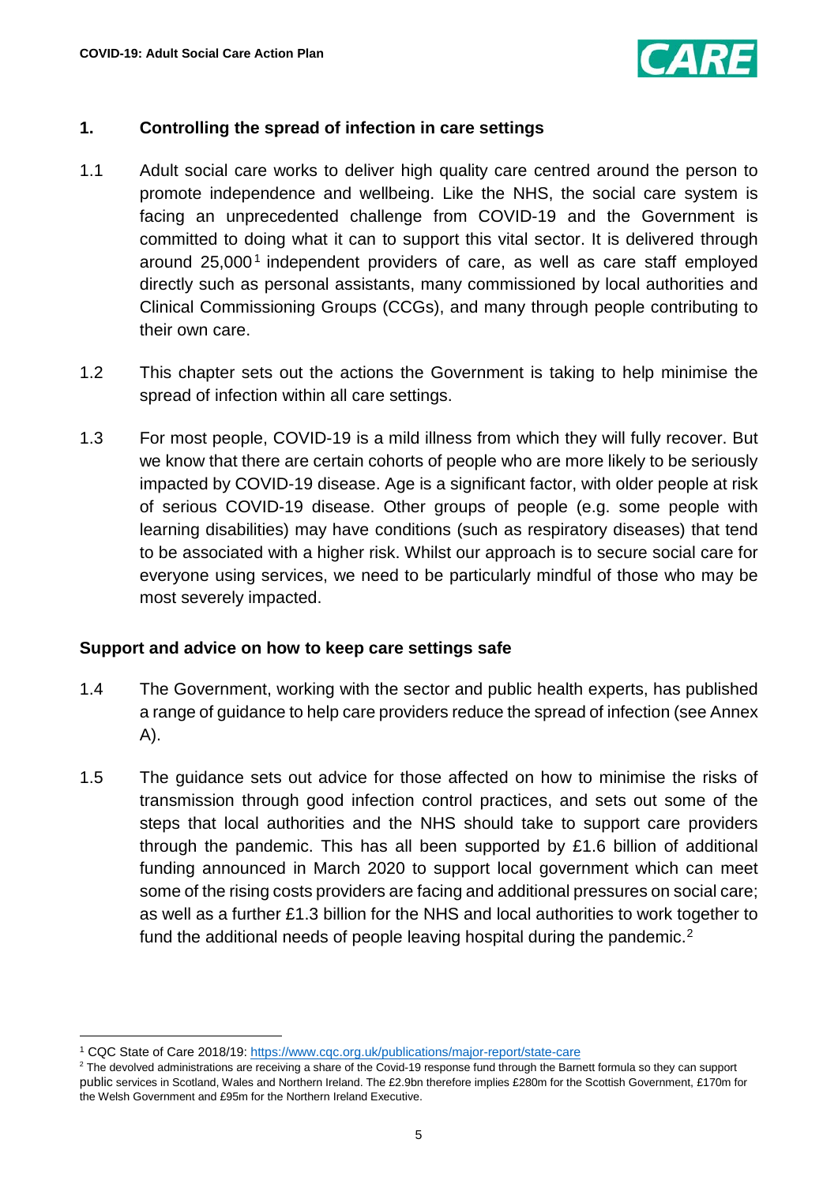## 1. Controlling the spread of infection in care settings

1.1 Adult social care works to deliver high quality care centred around the person to promote independence and wellbeing. Like the NHS, the social care system is facing an unprecedented challenge from COVID-19 and the Government is committed to doing what it can to support this vital sector. It is delivered through around 25,000[1] independent providers of care, as well as care staff employed directly such as personal assistants, many commissioned by local authorities and Clinical Commissioning Groups (CCGs), and many through people contributing to their own care.

1.2 This chapter sets out the actions the Government is taking to help minimise the spread of infection within all care settings.

1.3 For most people, COVID-19 is a mild illness from which they will fully recover. But we know that there are certain cohorts of people who are more likely to be seriously impacted by COVID-19 disease. Age is a significant factor, with older people at risk of serious COVID-19 disease. Other groups of people (e.g. some people with learning disabilities) may have conditions (such as respiratory diseases) that tend to be associated with a higher risk. Whilst our approach is to secure social care for everyone using services, we need to be particularly mindful of those who may be most severely impacted.

### Support and advice on how to keep care settings safe

1.4 The Government, working with the sector and public health experts, has published a range of guidance to help care providers reduce the spread of infection (see Annex A).

1.5 The guidance sets out advice for those affected on how to minimise the risks of transmission through good infection control practices, and sets out some of the steps that local authorities and the NHS should take to support care providers through the pandemic. This has all been supported by £1.6 billion of additional funding announced in March 2020 to support local government which can meet some of the rising costs providers are facing and additional pressures on social care; as well as a further £1.3 billion for the NHS and local authorities to work together to fund the additional needs of people leaving hospital during the pandemic.[2]

---

[1] CQC State of Care 2018/19: https://www.cqc.org.uk/publications/major-report/state-care

[2] The devolved administrations are receiving a share of the Covid-19 response fund through the Barnett formula so they can support public services in Scotland, Wales and Northern Ireland. The £2.9bn therefore implies £280m for the Scottish Government, £170m for the Welsh Government and £95m for the Northern Ireland Executive.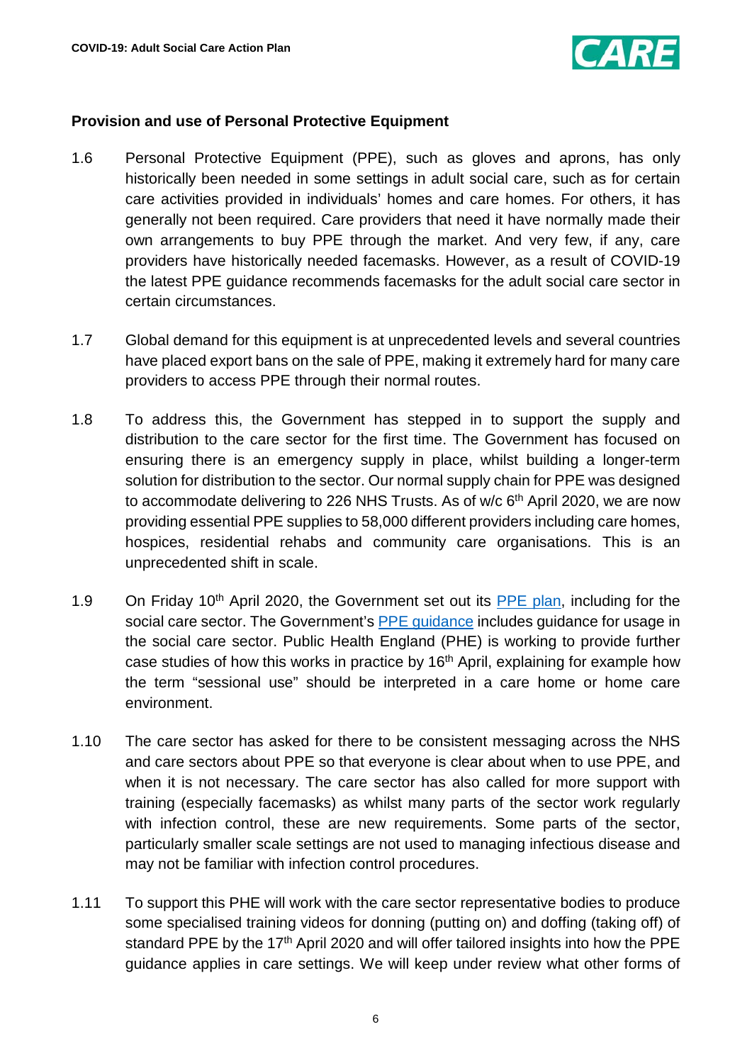## Provision and use of Personal Protective Equipment

1.6 Personal Protective Equipment (PPE), such as gloves and aprons, has only historically been needed in some settings in adult social care, such as for certain care activities provided in individuals' homes and care homes. For others, it has generally not been required. Care providers that need it have normally made their own arrangements to buy PPE through the market. And very few, if any, care providers have historically needed facemasks. However, as a result of COVID-19 the latest PPE guidance recommends facemasks for the adult social care sector in certain circumstances.

1.7 Global demand for this equipment is at unprecedented levels and several countries have placed export bans on the sale of PPE, making it extremely hard for many care providers to access PPE through their normal routes.

1.8 To address this, the Government has stepped in to support the supply and distribution to the care sector for the first time. The Government has focused on ensuring there is an emergency supply in place, whilst building a longer-term solution for distribution to the sector. Our normal supply chain for PPE was designed to accommodate delivering to 226 NHS Trusts. As of w/c 6th April 2020, we are now providing essential PPE supplies to 58,000 different providers including care homes, hospices, residential rehabs and community care organisations. This is an unprecedented shift in scale.

1.9 On Friday 10th April 2020, the Government set out its [PPE plan], including for the social care sector. The Government's [PPE guidance] includes guidance for usage in the social care sector. Public Health England (PHE) is working to provide further case studies of how this works in practice by 16th April, explaining for example how the term "sessional use" should be interpreted in a care home or home care environment.

1.10 The care sector has asked for there to be consistent messaging across the NHS and care sectors about PPE so that everyone is clear about when to use PPE, and when it is not necessary. The care sector has also called for more support with training (especially facemasks) as whilst many parts of the sector work regularly with infection control, these are new requirements. Some parts of the sector, particularly smaller scale settings are not used to managing infectious disease and may not be familiar with infection control procedures.

1.11 To support this PHE will work with the care sector representative bodies to produce some specialised training videos for donning (putting on) and doffing (taking off) of standard PPE by the 17th April 2020 and will offer tailored insights into how the PPE guidance applies in care settings. We will keep under review what other forms of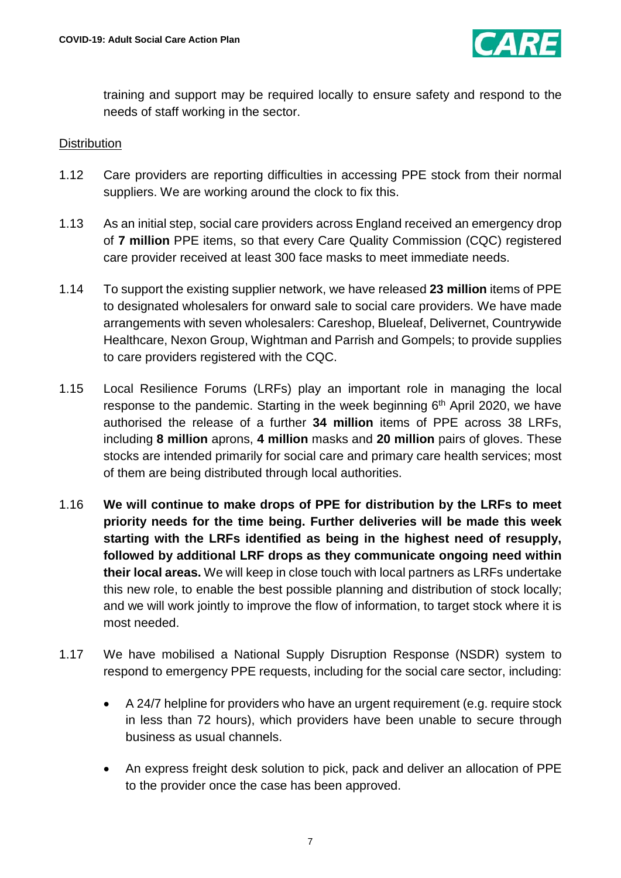training and support may be required locally to ensure safety and respond to the needs of staff working in the sector.

Distribution

1.12 Care providers are reporting difficulties in accessing PPE stock from their normal suppliers. We are working around the clock to fix this.

1.13 As an initial step, social care providers across England received an emergency drop of **7 million** PPE items, so that every Care Quality Commission (CQC) registered care provider received at least 300 face masks to meet immediate needs.

1.14 To support the existing supplier network, we have released **23 million** items of PPE to designated wholesalers for onward sale to social care providers. We have made arrangements with seven wholesalers: Careshop, Blueleaf, Delivernet, Countrywide Healthcare, Nexon Group, Wightman and Parrish and Gompels; to provide supplies to care providers registered with the CQC.

1.15 Local Resilience Forums (LRFs) play an important role in managing the local response to the pandemic. Starting in the week beginning 6th April 2020, we have authorised the release of a further **34 million** items of PPE across 38 LRFs, including **8 million** aprons, **4 million** masks and **20 million** pairs of gloves. These stocks are intended primarily for social care and primary care health services; most of them are being distributed through local authorities.

1.16 **We will continue to make drops of PPE for distribution by the LRFs to meet priority needs for the time being. Further deliveries will be made this week starting with the LRFs identified as being in the highest need of resupply, followed by additional LRF drops as they communicate ongoing need within their local areas.** We will keep in close touch with local partners as LRFs undertake this new role, to enable the best possible planning and distribution of stock locally; and we will work jointly to improve the flow of information, to target stock where it is most needed.

1.17 We have mobilised a National Supply Disruption Response (NSDR) system to respond to emergency PPE requests, including for the social care sector, including:

- A 24/7 helpline for providers who have an urgent requirement (e.g. require stock in less than 72 hours), which providers have been unable to secure through business as usual channels.
- An express freight desk solution to pick, pack and deliver an allocation of PPE to the provider once the case has been approved.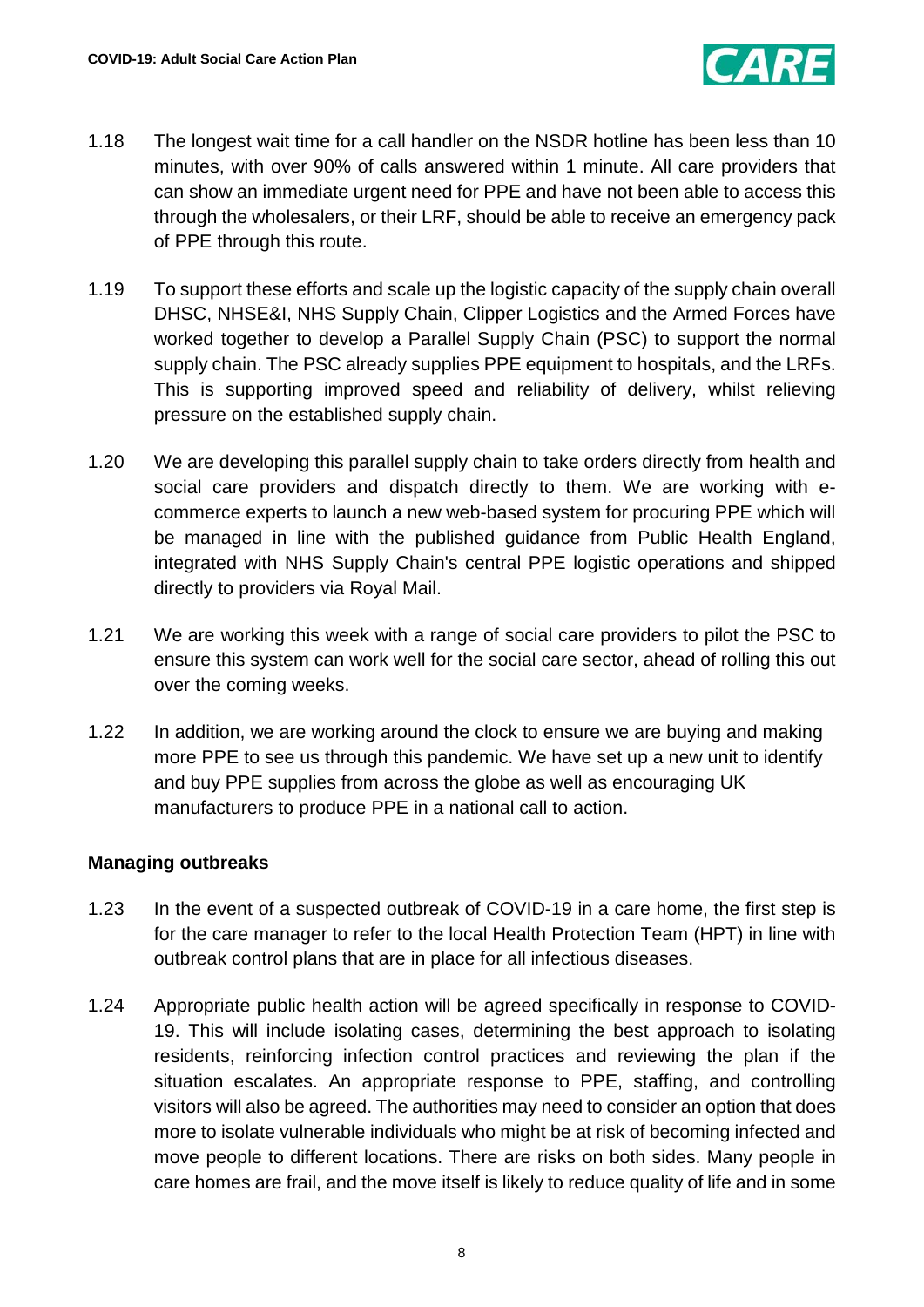1.18 The longest wait time for a call handler on the NSDR hotline has been less than 10 minutes, with over 90% of calls answered within 1 minute. All care providers that can show an immediate urgent need for PPE and have not been able to access this through the wholesalers, or their LRF, should be able to receive an emergency pack of PPE through this route.

1.19 To support these efforts and scale up the logistic capacity of the supply chain overall DHSC, NHSE&I, NHS Supply Chain, Clipper Logistics and the Armed Forces have worked together to develop a Parallel Supply Chain (PSC) to support the normal supply chain. The PSC already supplies PPE equipment to hospitals, and the LRFs. This is supporting improved speed and reliability of delivery, whilst relieving pressure on the established supply chain.

1.20 We are developing this parallel supply chain to take orders directly from health and social care providers and dispatch directly to them. We are working with e-commerce experts to launch a new web-based system for procuring PPE which will be managed in line with the published guidance from Public Health England, integrated with NHS Supply Chain's central PPE logistic operations and shipped directly to providers via Royal Mail.

1.21 We are working this week with a range of social care providers to pilot the PSC to ensure this system can work well for the social care sector, ahead of rolling this out over the coming weeks.

1.22 In addition, we are working around the clock to ensure we are buying and making more PPE to see us through this pandemic. We have set up a new unit to identify and buy PPE supplies from across the globe as well as encouraging UK manufacturers to produce PPE in a national call to action.

### Managing outbreaks

1.23 In the event of a suspected outbreak of COVID-19 in a care home, the first step is for the care manager to refer to the local Health Protection Team (HPT) in line with outbreak control plans that are in place for all infectious diseases.

1.24 Appropriate public health action will be agreed specifically in response to COVID-19. This will include isolating cases, determining the best approach to isolating residents, reinforcing infection control practices and reviewing the plan if the situation escalates. An appropriate response to PPE, staffing, and controlling visitors will also be agreed. The authorities may need to consider an option that does more to isolate vulnerable individuals who might be at risk of becoming infected and move people to different locations. There are risks on both sides. Many people in care homes are frail, and the move itself is likely to reduce quality of life and in some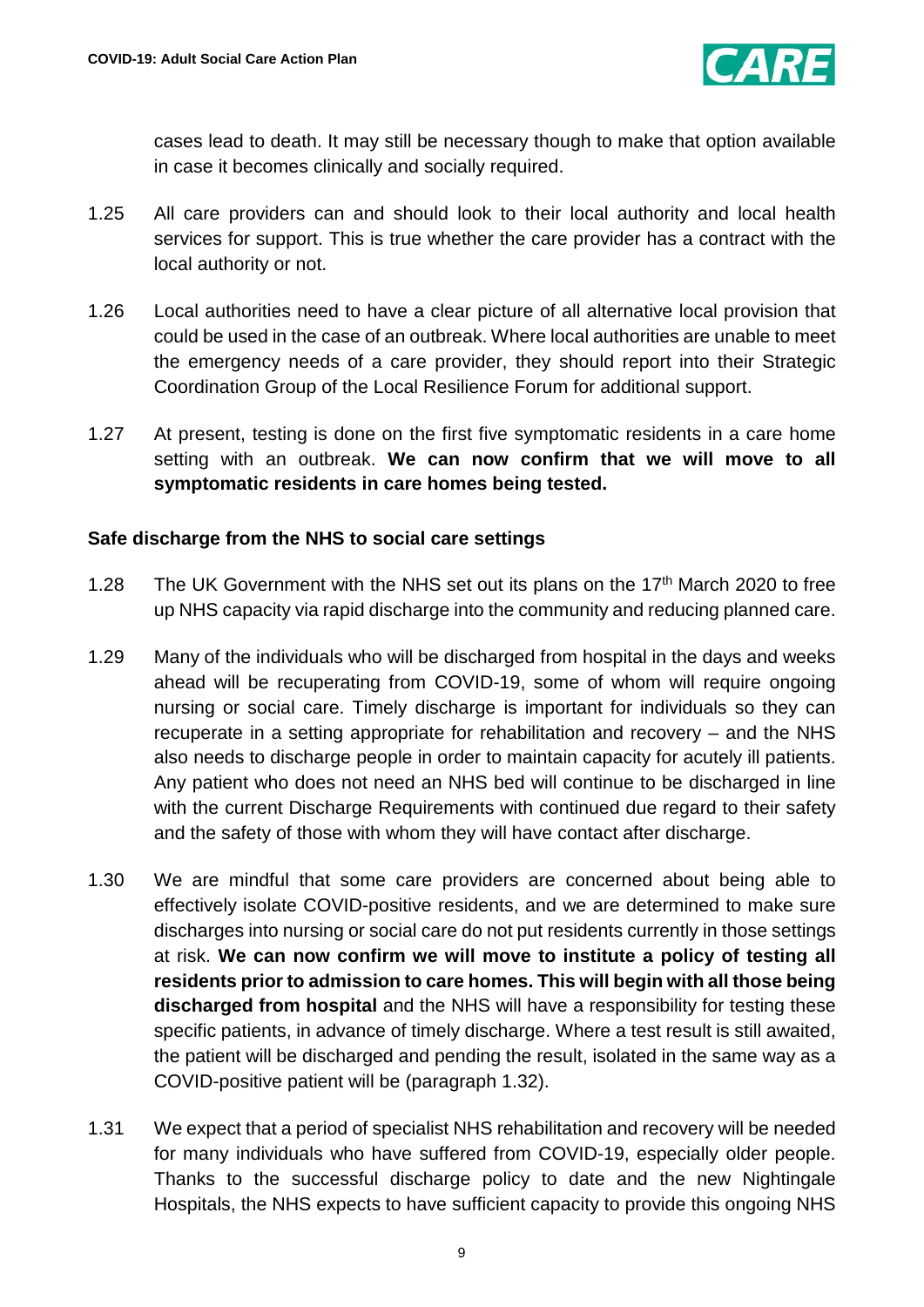cases lead to death. It may still be necessary though to make that option available in case it becomes clinically and socially required.

1.25 All care providers can and should look to their local authority and local health services for support. This is true whether the care provider has a contract with the local authority or not.

1.26 Local authorities need to have a clear picture of all alternative local provision that could be used in the case of an outbreak. Where local authorities are unable to meet the emergency needs of a care provider, they should report into their Strategic Coordination Group of the Local Resilience Forum for additional support.

1.27 At present, testing is done on the first five symptomatic residents in a care home setting with an outbreak. **We can now confirm that we will move to all symptomatic residents in care homes being tested.**

### Safe discharge from the NHS to social care settings

1.28 The UK Government with the NHS set out its plans on the 17th March 2020 to free up NHS capacity via rapid discharge into the community and reducing planned care.

1.29 Many of the individuals who will be discharged from hospital in the days and weeks ahead will be recuperating from COVID-19, some of whom will require ongoing nursing or social care. Timely discharge is important for individuals so they can recuperate in a setting appropriate for rehabilitation and recovery – and the NHS also needs to discharge people in order to maintain capacity for acutely ill patients. Any patient who does not need an NHS bed will continue to be discharged in line with the current Discharge Requirements with continued due regard to their safety and the safety of those with whom they will have contact after discharge.

1.30 We are mindful that some care providers are concerned about being able to effectively isolate COVID-positive residents, and we are determined to make sure discharges into nursing or social care do not put residents currently in those settings at risk. **We can now confirm we will move to institute a policy of testing all residents prior to admission to care homes. This will begin with all those being discharged from hospital** and the NHS will have a responsibility for testing these specific patients, in advance of timely discharge. Where a test result is still awaited, the patient will be discharged and pending the result, isolated in the same way as a COVID-positive patient will be (paragraph 1.32).

1.31 We expect that a period of specialist NHS rehabilitation and recovery will be needed for many individuals who have suffered from COVID-19, especially older people. Thanks to the successful discharge policy to date and the new Nightingale Hospitals, the NHS expects to have sufficient capacity to provide this ongoing NHS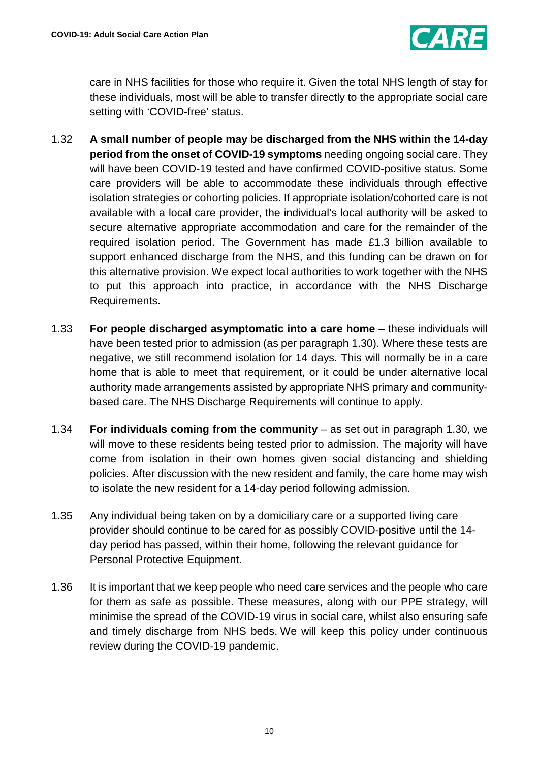care in NHS facilities for those who require it. Given the total NHS length of stay for these individuals, most will be able to transfer directly to the appropriate social care setting with 'COVID-free' status.

1.32 **A small number of people may be discharged from the NHS within the 14-day period from the onset of COVID-19 symptoms** needing ongoing social care. They will have been COVID-19 tested and have confirmed COVID-positive status. Some care providers will be able to accommodate these individuals through effective isolation strategies or cohorting policies. If appropriate isolation/cohorted care is not available with a local care provider, the individual's local authority will be asked to secure alternative appropriate accommodation and care for the remainder of the required isolation period. The Government has made £1.3 billion available to support enhanced discharge from the NHS, and this funding can be drawn on for this alternative provision. We expect local authorities to work together with the NHS to put this approach into practice, in accordance with the NHS Discharge Requirements.

1.33 **For people discharged asymptomatic into a care home** – these individuals will have been tested prior to admission (as per paragraph 1.30). Where these tests are negative, we still recommend isolation for 14 days. This will normally be in a care home that is able to meet that requirement, or it could be under alternative local authority made arrangements assisted by appropriate NHS primary and community-based care. The NHS Discharge Requirements will continue to apply.

1.34 **For individuals coming from the community** – as set out in paragraph 1.30, we will move to these residents being tested prior to admission. The majority will have come from isolation in their own homes given social distancing and shielding policies. After discussion with the new resident and family, the care home may wish to isolate the new resident for a 14-day period following admission.

1.35 Any individual being taken on by a domiciliary care or a supported living care provider should continue to be cared for as possibly COVID-positive until the 14-day period has passed, within their home, following the relevant guidance for Personal Protective Equipment.

1.36 It is important that we keep people who need care services and the people who care for them as safe as possible. These measures, along with our PPE strategy, will minimise the spread of the COVID-19 virus in social care, whilst also ensuring safe and timely discharge from NHS beds. We will keep this policy under continuous review during the COVID-19 pandemic.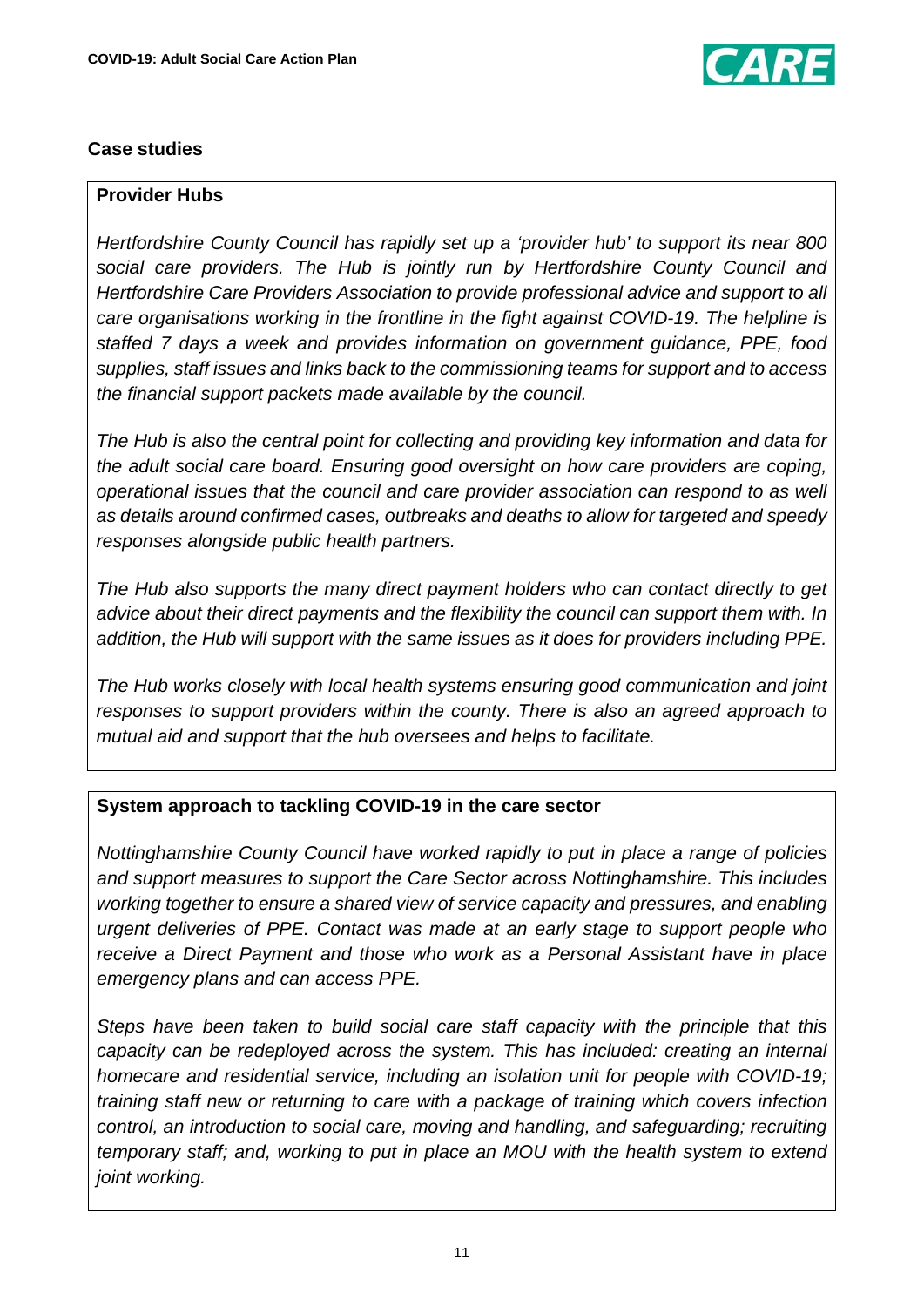## Case studies

### Provider Hubs

*Hertfordshire County Council has rapidly set up a 'provider hub' to support its near 800 social care providers. The Hub is jointly run by Hertfordshire County Council and Hertfordshire Care Providers Association to provide professional advice and support to all care organisations working in the frontline in the fight against COVID-19. The helpline is staffed 7 days a week and provides information on government guidance, PPE, food supplies, staff issues and links back to the commissioning teams for support and to access the financial support packets made available by the council.*

*The Hub is also the central point for collecting and providing key information and data for the adult social care board. Ensuring good oversight on how care providers are coping, operational issues that the council and care provider association can respond to as well as details around confirmed cases, outbreaks and deaths to allow for targeted and speedy responses alongside public health partners.*

*The Hub also supports the many direct payment holders who can contact directly to get advice about their direct payments and the flexibility the council can support them with. In addition, the Hub will support with the same issues as it does for providers including PPE.*

*The Hub works closely with local health systems ensuring good communication and joint responses to support providers within the county. There is also an agreed approach to mutual aid and support that the hub oversees and helps to facilitate.*

### System approach to tackling COVID-19 in the care sector

*Nottinghamshire County Council have worked rapidly to put in place a range of policies and support measures to support the Care Sector across Nottinghamshire. This includes working together to ensure a shared view of service capacity and pressures, and enabling urgent deliveries of PPE. Contact was made at an early stage to support people who receive a Direct Payment and those who work as a Personal Assistant have in place emergency plans and can access PPE.*

*Steps have been taken to build social care staff capacity with the principle that this capacity can be redeployed across the system. This has included: creating an internal homecare and residential service, including an isolation unit for people with COVID-19; training staff new or returning to care with a package of training which covers infection control, an introduction to social care, moving and handling, and safeguarding; recruiting temporary staff; and, working to put in place an MOU with the health system to extend joint working.*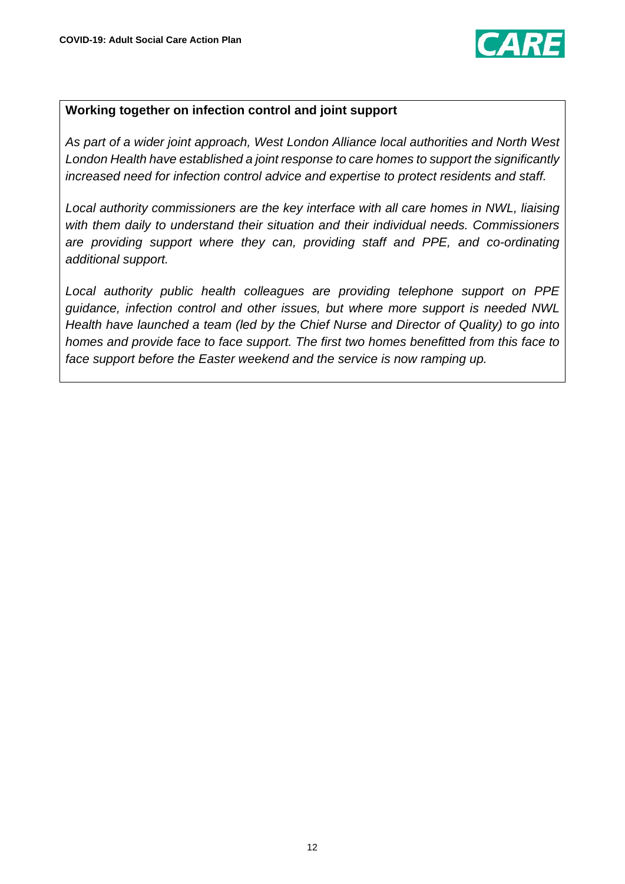**Working together on infection control and joint support**

*As part of a wider joint approach, West London Alliance local authorities and North West London Health have established a joint response to care homes to support the significantly increased need for infection control advice and expertise to protect residents and staff.*

*Local authority commissioners are the key interface with all care homes in NWL, liaising with them daily to understand their situation and their individual needs. Commissioners are providing support where they can, providing staff and PPE, and co-ordinating additional support.*

*Local authority public health colleagues are providing telephone support on PPE guidance, infection control and other issues, but where more support is needed NWL Health have launched a team (led by the Chief Nurse and Director of Quality) to go into homes and provide face to face support. The first two homes benefitted from this face to face support before the Easter weekend and the service is now ramping up.*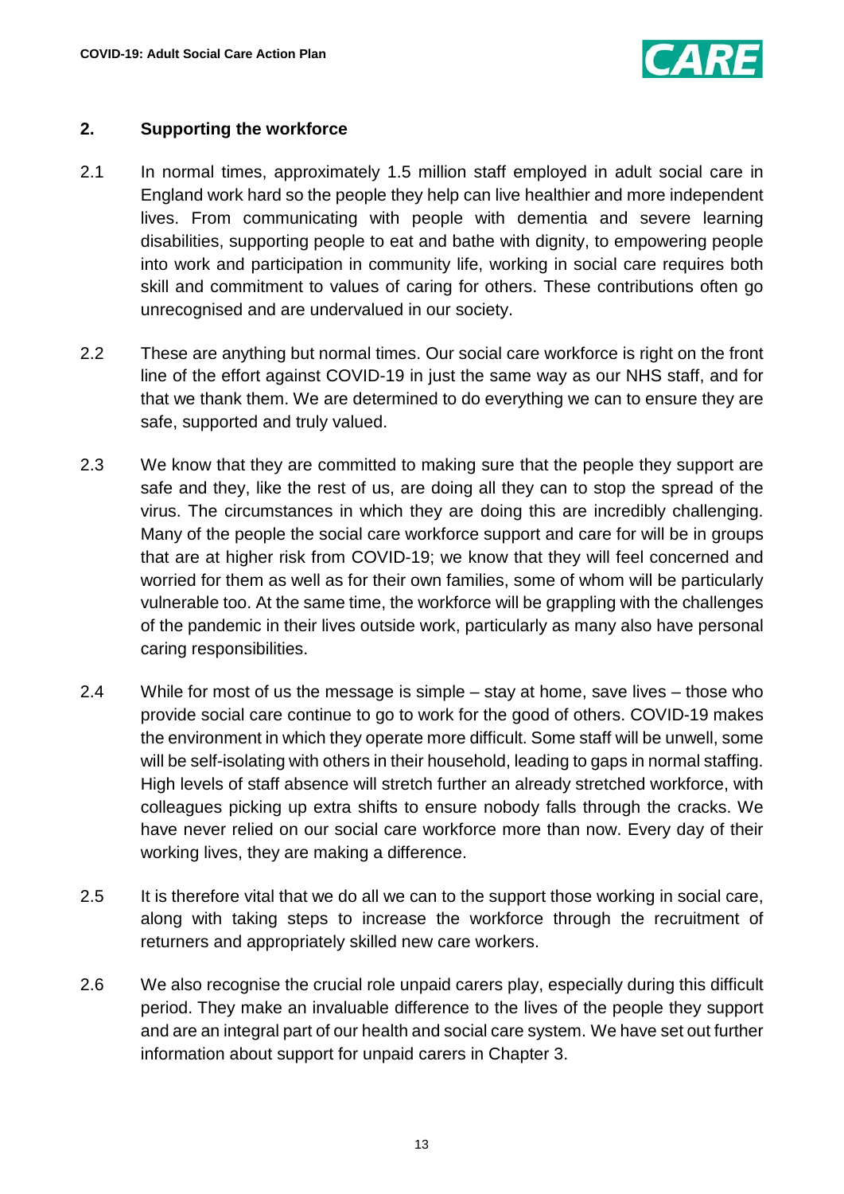## 2. Supporting the workforce

2.1 In normal times, approximately 1.5 million staff employed in adult social care in England work hard so the people they help can live healthier and more independent lives. From communicating with people with dementia and severe learning disabilities, supporting people to eat and bathe with dignity, to empowering people into work and participation in community life, working in social care requires both skill and commitment to values of caring for others. These contributions often go unrecognised and are undervalued in our society.

2.2 These are anything but normal times. Our social care workforce is right on the front line of the effort against COVID-19 in just the same way as our NHS staff, and for that we thank them. We are determined to do everything we can to ensure they are safe, supported and truly valued.

2.3 We know that they are committed to making sure that the people they support are safe and they, like the rest of us, are doing all they can to stop the spread of the virus. The circumstances in which they are doing this are incredibly challenging. Many of the people the social care workforce support and care for will be in groups that are at higher risk from COVID-19; we know that they will feel concerned and worried for them as well as for their own families, some of whom will be particularly vulnerable too. At the same time, the workforce will be grappling with the challenges of the pandemic in their lives outside work, particularly as many also have personal caring responsibilities.

2.4 While for most of us the message is simple – stay at home, save lives – those who provide social care continue to go to work for the good of others. COVID-19 makes the environment in which they operate more difficult. Some staff will be unwell, some will be self-isolating with others in their household, leading to gaps in normal staffing. High levels of staff absence will stretch further an already stretched workforce, with colleagues picking up extra shifts to ensure nobody falls through the cracks. We have never relied on our social care workforce more than now. Every day of their working lives, they are making a difference.

2.5 It is therefore vital that we do all we can to the support those working in social care, along with taking steps to increase the workforce through the recruitment of returners and appropriately skilled new care workers.

2.6 We also recognise the crucial role unpaid carers play, especially during this difficult period. They make an invaluable difference to the lives of the people they support and are an integral part of our health and social care system. We have set out further information about support for unpaid carers in Chapter 3.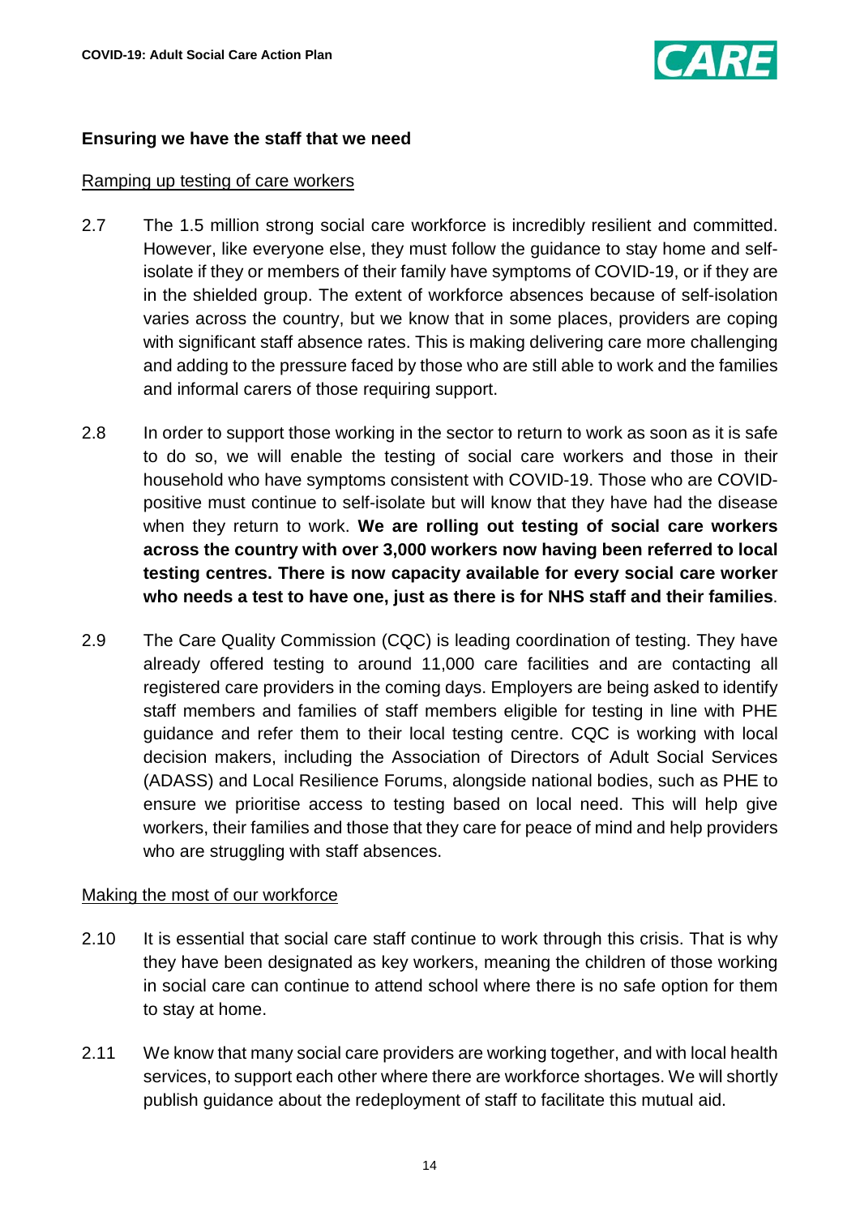## Ensuring we have the staff that we need

### Ramping up testing of care workers

2.7 The 1.5 million strong social care workforce is incredibly resilient and committed. However, like everyone else, they must follow the guidance to stay home and self-isolate if they or members of their family have symptoms of COVID-19, or if they are in the shielded group. The extent of workforce absences because of self-isolation varies across the country, but we know that in some places, providers are coping with significant staff absence rates. This is making delivering care more challenging and adding to the pressure faced by those who are still able to work and the families and informal carers of those requiring support.

2.8 In order to support those working in the sector to return to work as soon as it is safe to do so, we will enable the testing of social care workers and those in their household who have symptoms consistent with COVID-19. Those who are COVID-positive must continue to self-isolate but will know that they have had the disease when they return to work. **We are rolling out testing of social care workers across the country with over 3,000 workers now having been referred to local testing centres. There is now capacity available for every social care worker who needs a test to have one, just as there is for NHS staff and their families**.

2.9 The Care Quality Commission (CQC) is leading coordination of testing. They have already offered testing to around 11,000 care facilities and are contacting all registered care providers in the coming days. Employers are being asked to identify staff members and families of staff members eligible for testing in line with PHE guidance and refer them to their local testing centre. CQC is working with local decision makers, including the Association of Directors of Adult Social Services (ADASS) and Local Resilience Forums, alongside national bodies, such as PHE to ensure we prioritise access to testing based on local need. This will help give workers, their families and those that they care for peace of mind and help providers who are struggling with staff absences.

### Making the most of our workforce

2.10 It is essential that social care staff continue to work through this crisis. That is why they have been designated as key workers, meaning the children of those working in social care can continue to attend school where there is no safe option for them to stay at home.

2.11 We know that many social care providers are working together, and with local health services, to support each other where there are workforce shortages. We will shortly publish guidance about the redeployment of staff to facilitate this mutual aid.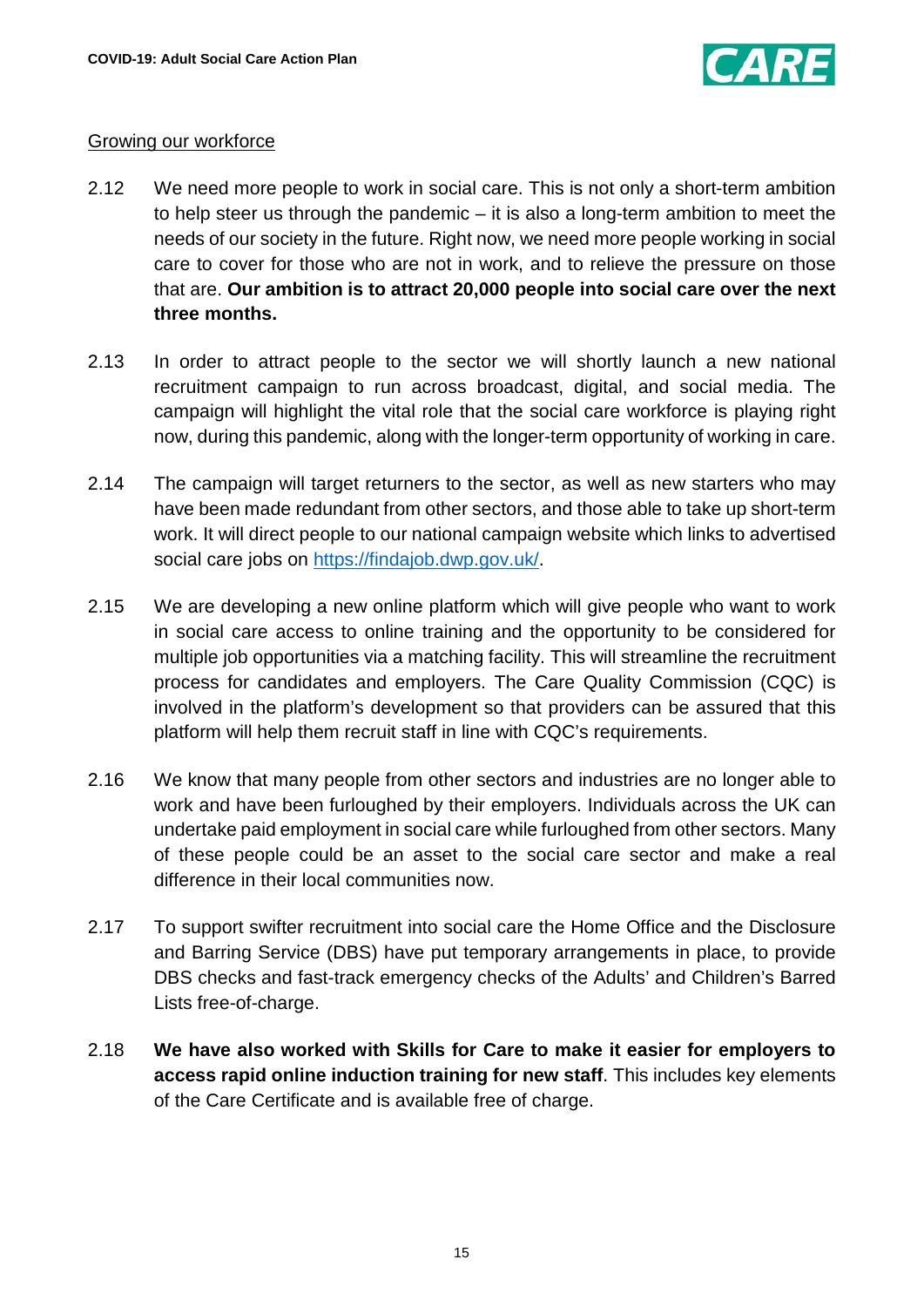Growing our workforce

2.12 We need more people to work in social care. This is not only a short-term ambition to help steer us through the pandemic – it is also a long-term ambition to meet the needs of our society in the future. Right now, we need more people working in social care to cover for those who are not in work, and to relieve the pressure on those that are. **Our ambition is to attract 20,000 people into social care over the next three months.**

2.13 In order to attract people to the sector we will shortly launch a new national recruitment campaign to run across broadcast, digital, and social media. The campaign will highlight the vital role that the social care workforce is playing right now, during this pandemic, along with the longer-term opportunity of working in care.

2.14 The campaign will target returners to the sector, as well as new starters who may have been made redundant from other sectors, and those able to take up short-term work. It will direct people to our national campaign website which links to advertised social care jobs on [https://findajob.dwp.gov.uk/](https://findajob.dwp.gov.uk/).

2.15 We are developing a new online platform which will give people who want to work in social care access to online training and the opportunity to be considered for multiple job opportunities via a matching facility. This will streamline the recruitment process for candidates and employers. The Care Quality Commission (CQC) is involved in the platform's development so that providers can be assured that this platform will help them recruit staff in line with CQC's requirements.

2.16 We know that many people from other sectors and industries are no longer able to work and have been furloughed by their employers. Individuals across the UK can undertake paid employment in social care while furloughed from other sectors. Many of these people could be an asset to the social care sector and make a real difference in their local communities now.

2.17 To support swifter recruitment into social care the Home Office and the Disclosure and Barring Service (DBS) have put temporary arrangements in place, to provide DBS checks and fast-track emergency checks of the Adults' and Children's Barred Lists free-of-charge.

2.18 **We have also worked with Skills for Care to make it easier for employers to access rapid online induction training for new staff**. This includes key elements of the Care Certificate and is available free of charge.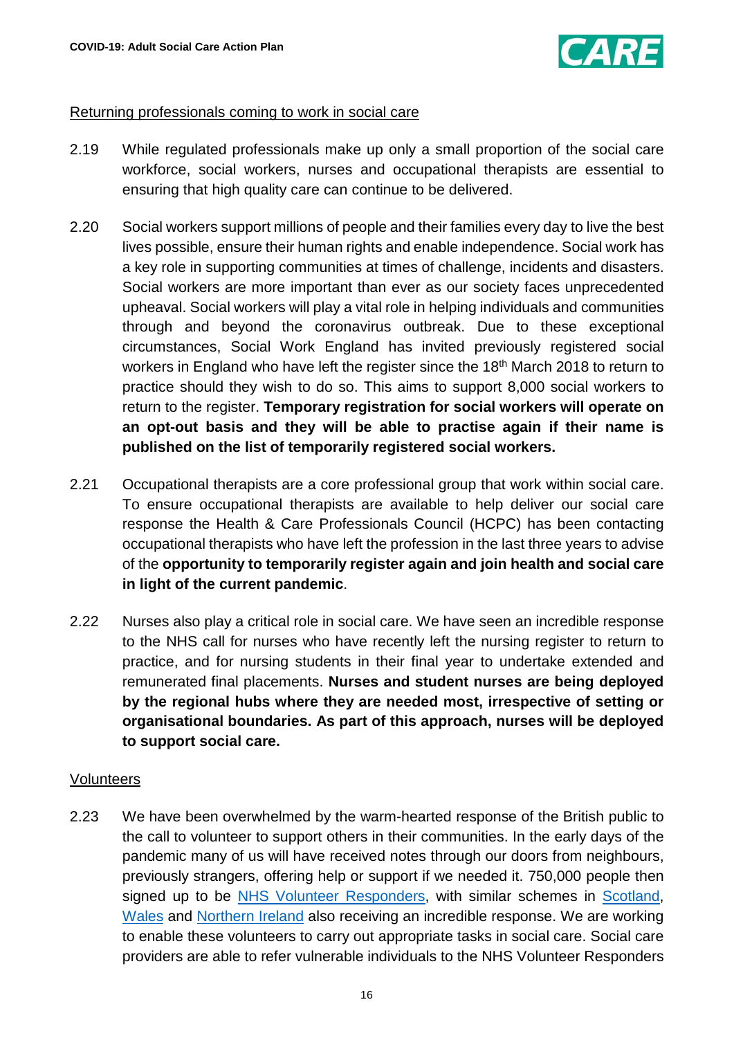Returning professionals coming to work in social care

2.19 While regulated professionals make up only a small proportion of the social care workforce, social workers, nurses and occupational therapists are essential to ensuring that high quality care can continue to be delivered.

2.20 Social workers support millions of people and their families every day to live the best lives possible, ensure their human rights and enable independence. Social work has a key role in supporting communities at times of challenge, incidents and disasters. Social workers are more important than ever as our society faces unprecedented upheaval. Social workers will play a vital role in helping individuals and communities through and beyond the coronavirus outbreak. Due to these exceptional circumstances, Social Work England has invited previously registered social workers in England who have left the register since the 18th March 2018 to return to practice should they wish to do so. This aims to support 8,000 social workers to return to the register. **Temporary registration for social workers will operate on an opt-out basis and they will be able to practise again if their name is published on the list of temporarily registered social workers.**

2.21 Occupational therapists are a core professional group that work within social care. To ensure occupational therapists are available to help deliver our social care response the Health & Care Professionals Council (HCPC) has been contacting occupational therapists who have left the profession in the last three years to advise of the **opportunity to temporarily register again and join health and social care in light of the current pandemic**.

2.22 Nurses also play a critical role in social care. We have seen an incredible response to the NHS call for nurses who have recently left the nursing register to return to practice, and for nursing students in their final year to undertake extended and remunerated final placements. **Nurses and student nurses are being deployed by the regional hubs where they are needed most, irrespective of setting or organisational boundaries. As part of this approach, nurses will be deployed to support social care.**

Volunteers

2.23 We have been overwhelmed by the warm-hearted response of the British public to the call to volunteer to support others in their communities. In the early days of the pandemic many of us will have received notes through our doors from neighbours, previously strangers, offering help or support if we needed it. 750,000 people then signed up to be NHS Volunteer Responders, with similar schemes in Scotland, Wales and Northern Ireland also receiving an incredible response. We are working to enable these volunteers to carry out appropriate tasks in social care. Social care providers are able to refer vulnerable individuals to the NHS Volunteer Responders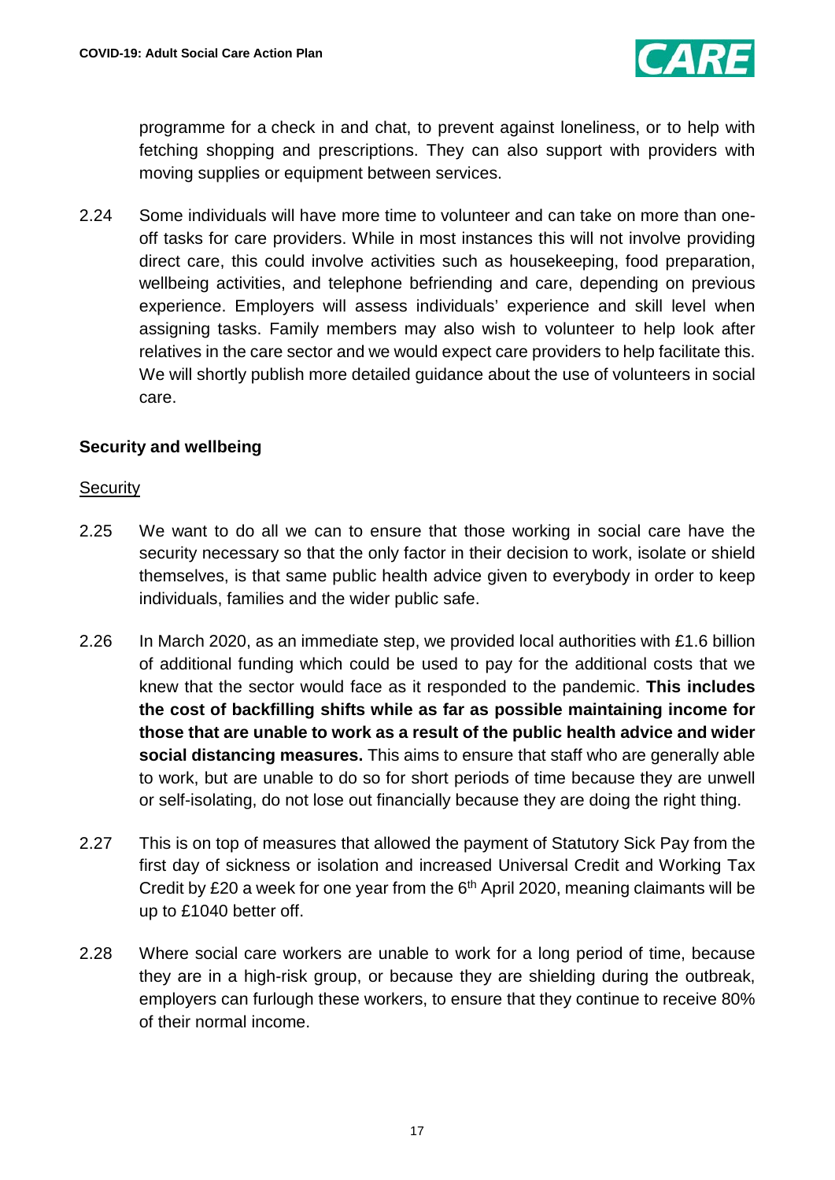programme for a check in and chat, to prevent against loneliness, or to help with fetching shopping and prescriptions. They can also support with providers with moving supplies or equipment between services.

2.24 Some individuals will have more time to volunteer and can take on more than one-off tasks for care providers. While in most instances this will not involve providing direct care, this could involve activities such as housekeeping, food preparation, wellbeing activities, and telephone befriending and care, depending on previous experience. Employers will assess individuals' experience and skill level when assigning tasks. Family members may also wish to volunteer to help look after relatives in the care sector and we would expect care providers to help facilitate this. We will shortly publish more detailed guidance about the use of volunteers in social care.

### Security and wellbeing

Security

2.25 We want to do all we can to ensure that those working in social care have the security necessary so that the only factor in their decision to work, isolate or shield themselves, is that same public health advice given to everybody in order to keep individuals, families and the wider public safe.

2.26 In March 2020, as an immediate step, we provided local authorities with £1.6 billion of additional funding which could be used to pay for the additional costs that we knew that the sector would face as it responded to the pandemic. **This includes the cost of backfilling shifts while as far as possible maintaining income for those that are unable to work as a result of the public health advice and wider social distancing measures.** This aims to ensure that staff who are generally able to work, but are unable to do so for short periods of time because they are unwell or self-isolating, do not lose out financially because they are doing the right thing.

2.27 This is on top of measures that allowed the payment of Statutory Sick Pay from the first day of sickness or isolation and increased Universal Credit and Working Tax Credit by £20 a week for one year from the 6th April 2020, meaning claimants will be up to £1040 better off.

2.28 Where social care workers are unable to work for a long period of time, because they are in a high-risk group, or because they are shielding during the outbreak, employers can furlough these workers, to ensure that they continue to receive 80% of their normal income.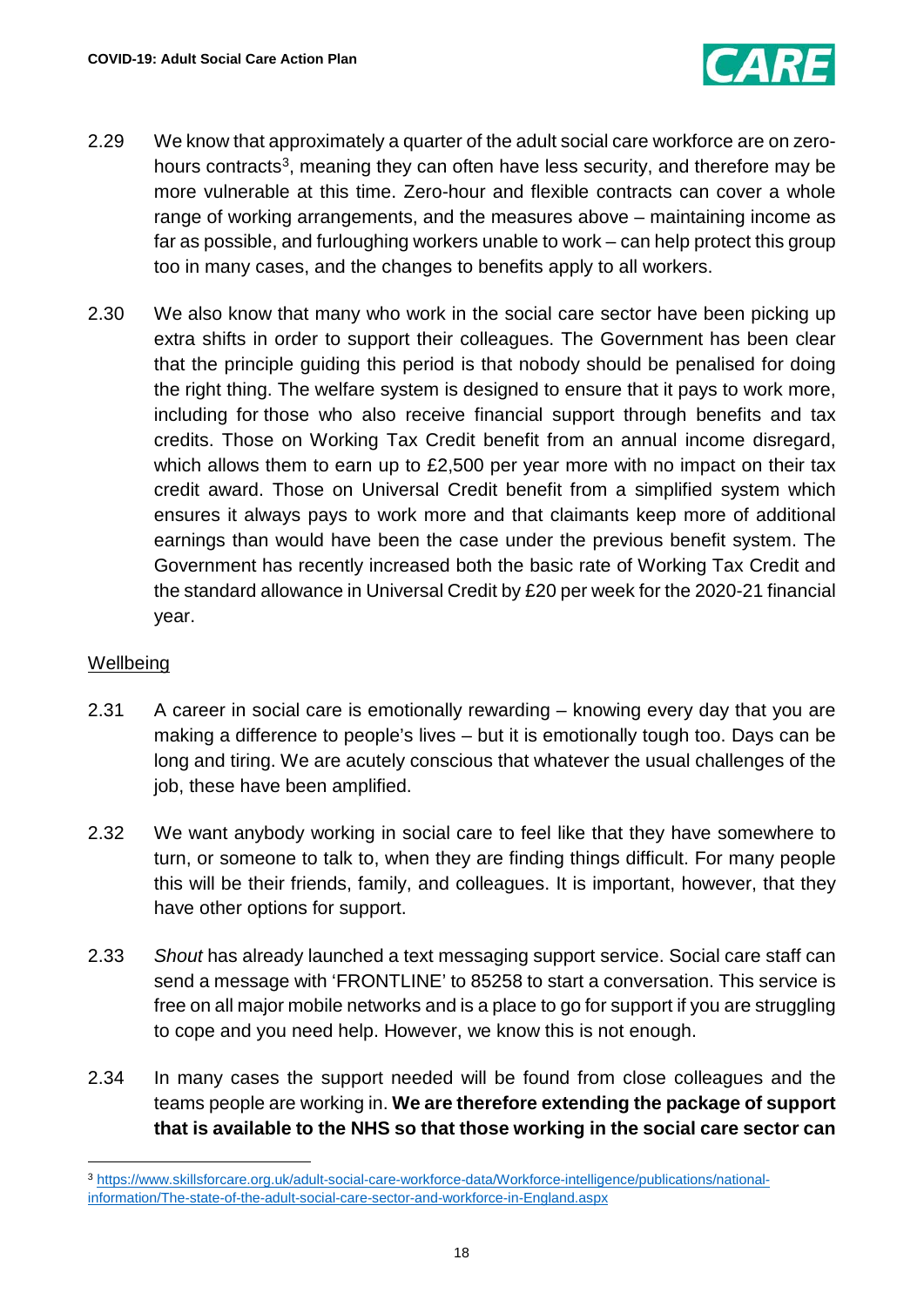2.29 We know that approximately a quarter of the adult social care workforce are on zero-hours contracts[3], meaning they can often have less security, and therefore may be more vulnerable at this time. Zero-hour and flexible contracts can cover a whole range of working arrangements, and the measures above – maintaining income as far as possible, and furloughing workers unable to work – can help protect this group too in many cases, and the changes to benefits apply to all workers.

2.30 We also know that many who work in the social care sector have been picking up extra shifts in order to support their colleagues. The Government has been clear that the principle guiding this period is that nobody should be penalised for doing the right thing. The welfare system is designed to ensure that it pays to work more, including for those who also receive financial support through benefits and tax credits. Those on Working Tax Credit benefit from an annual income disregard, which allows them to earn up to £2,500 per year more with no impact on their tax credit award. Those on Universal Credit benefit from a simplified system which ensures it always pays to work more and that claimants keep more of additional earnings than would have been the case under the previous benefit system. The Government has recently increased both the basic rate of Working Tax Credit and the standard allowance in Universal Credit by £20 per week for the 2020-21 financial year.

Wellbeing

2.31 A career in social care is emotionally rewarding – knowing every day that you are making a difference to people's lives – but it is emotionally tough too. Days can be long and tiring. We are acutely conscious that whatever the usual challenges of the job, these have been amplified.

2.32 We want anybody working in social care to feel like that they have somewhere to turn, or someone to talk to, when they are finding things difficult. For many people this will be their friends, family, and colleagues. It is important, however, that they have other options for support.

2.33 *Shout* has already launched a text messaging support service. Social care staff can send a message with 'FRONTLINE' to 85258 to start a conversation. This service is free on all major mobile networks and is a place to go for support if you are struggling to cope and you need help. However, we know this is not enough.

2.34 In many cases the support needed will be found from close colleagues and the teams people are working in. **We are therefore extending the package of support that is available to the NHS so that those working in the social care sector can**

[3] https://www.skillsforcare.org.uk/adult-social-care-workforce-data/Workforce-intelligence/publications/national-information/The-state-of-the-adult-social-care-sector-and-workforce-in-England.aspx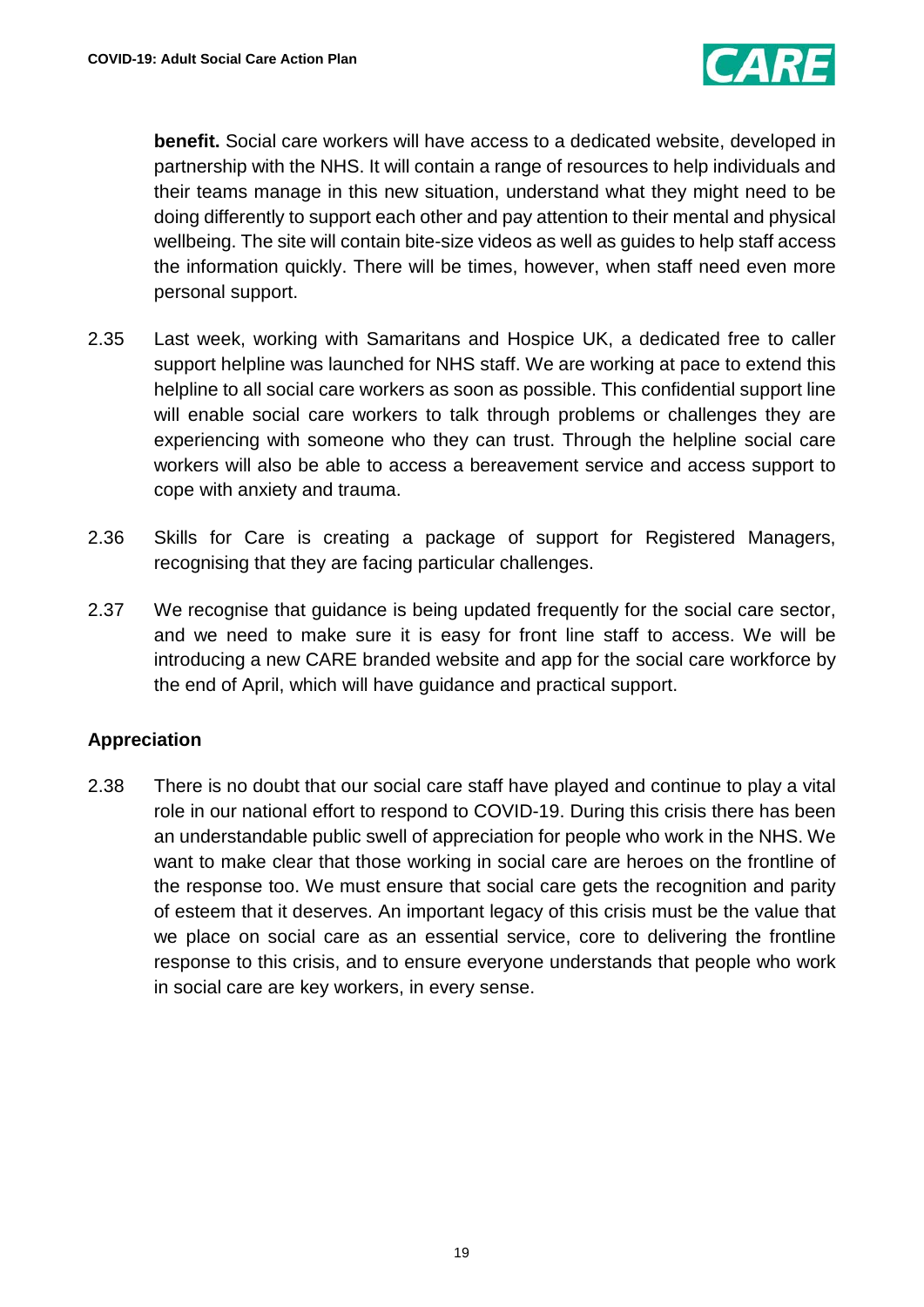**benefit.** Social care workers will have access to a dedicated website, developed in partnership with the NHS. It will contain a range of resources to help individuals and their teams manage in this new situation, understand what they might need to be doing differently to support each other and pay attention to their mental and physical wellbeing. The site will contain bite-size videos as well as guides to help staff access the information quickly. There will be times, however, when staff need even more personal support.

2.35 Last week, working with Samaritans and Hospice UK, a dedicated free to caller support helpline was launched for NHS staff. We are working at pace to extend this helpline to all social care workers as soon as possible. This confidential support line will enable social care workers to talk through problems or challenges they are experiencing with someone who they can trust. Through the helpline social care workers will also be able to access a bereavement service and access support to cope with anxiety and trauma.

2.36 Skills for Care is creating a package of support for Registered Managers, recognising that they are facing particular challenges.

2.37 We recognise that guidance is being updated frequently for the social care sector, and we need to make sure it is easy for front line staff to access. We will be introducing a new CARE branded website and app for the social care workforce by the end of April, which will have guidance and practical support.

### Appreciation

2.38 There is no doubt that our social care staff have played and continue to play a vital role in our national effort to respond to COVID-19. During this crisis there has been an understandable public swell of appreciation for people who work in the NHS. We want to make clear that those working in social care are heroes on the frontline of the response too. We must ensure that social care gets the recognition and parity of esteem that it deserves. An important legacy of this crisis must be the value that we place on social care as an essential service, core to delivering the frontline response to this crisis, and to ensure everyone understands that people who work in social care are key workers, in every sense.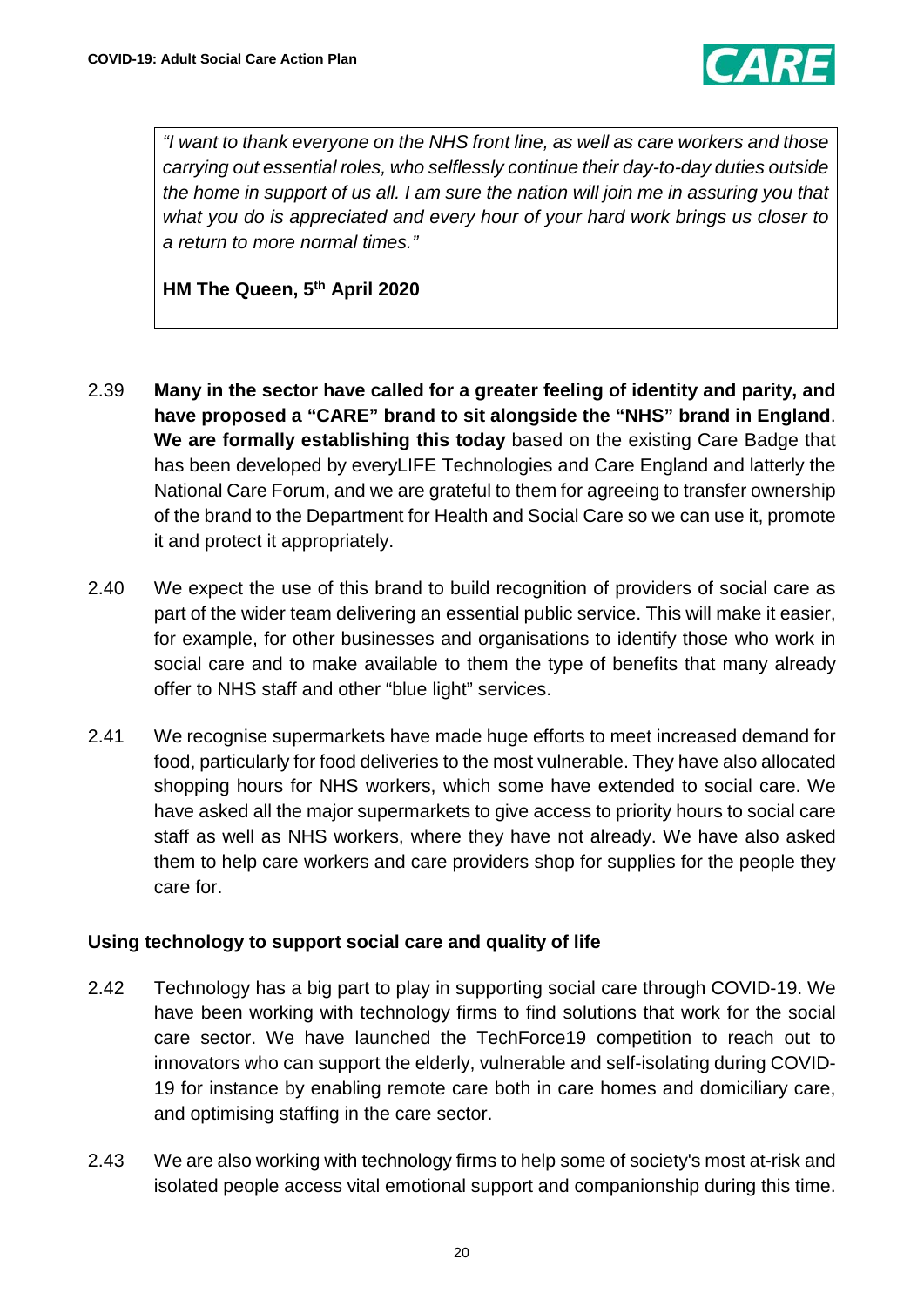> *"I want to thank everyone on the NHS front line, as well as care workers and those carrying out essential roles, who selflessly continue their day-to-day duties outside the home in support of us all. I am sure the nation will join me in assuring you that what you do is appreciated and every hour of your hard work brings us closer to a return to more normal times."*
>
> **HM The Queen, 5th April 2020**

2.39 **Many in the sector have called for a greater feeling of identity and parity, and have proposed a "CARE" brand to sit alongside the "NHS" brand in England**. **We are formally establishing this today** based on the existing Care Badge that has been developed by everyLIFE Technologies and Care England and latterly the National Care Forum, and we are grateful to them for agreeing to transfer ownership of the brand to the Department for Health and Social Care so we can use it, promote it and protect it appropriately.

2.40 We expect the use of this brand to build recognition of providers of social care as part of the wider team delivering an essential public service. This will make it easier, for example, for other businesses and organisations to identify those who work in social care and to make available to them the type of benefits that many already offer to NHS staff and other "blue light" services.

2.41 We recognise supermarkets have made huge efforts to meet increased demand for food, particularly for food deliveries to the most vulnerable. They have also allocated shopping hours for NHS workers, which some have extended to social care. We have asked all the major supermarkets to give access to priority hours to social care staff as well as NHS workers, where they have not already. We have also asked them to help care workers and care providers shop for supplies for the people they care for.

### Using technology to support social care and quality of life

2.42 Technology has a big part to play in supporting social care through COVID-19. We have been working with technology firms to find solutions that work for the social care sector. We have launched the TechForce19 competition to reach out to innovators who can support the elderly, vulnerable and self-isolating during COVID-19 for instance by enabling remote care both in care homes and domiciliary care, and optimising staffing in the care sector.

2.43 We are also working with technology firms to help some of society's most at-risk and isolated people access vital emotional support and companionship during this time.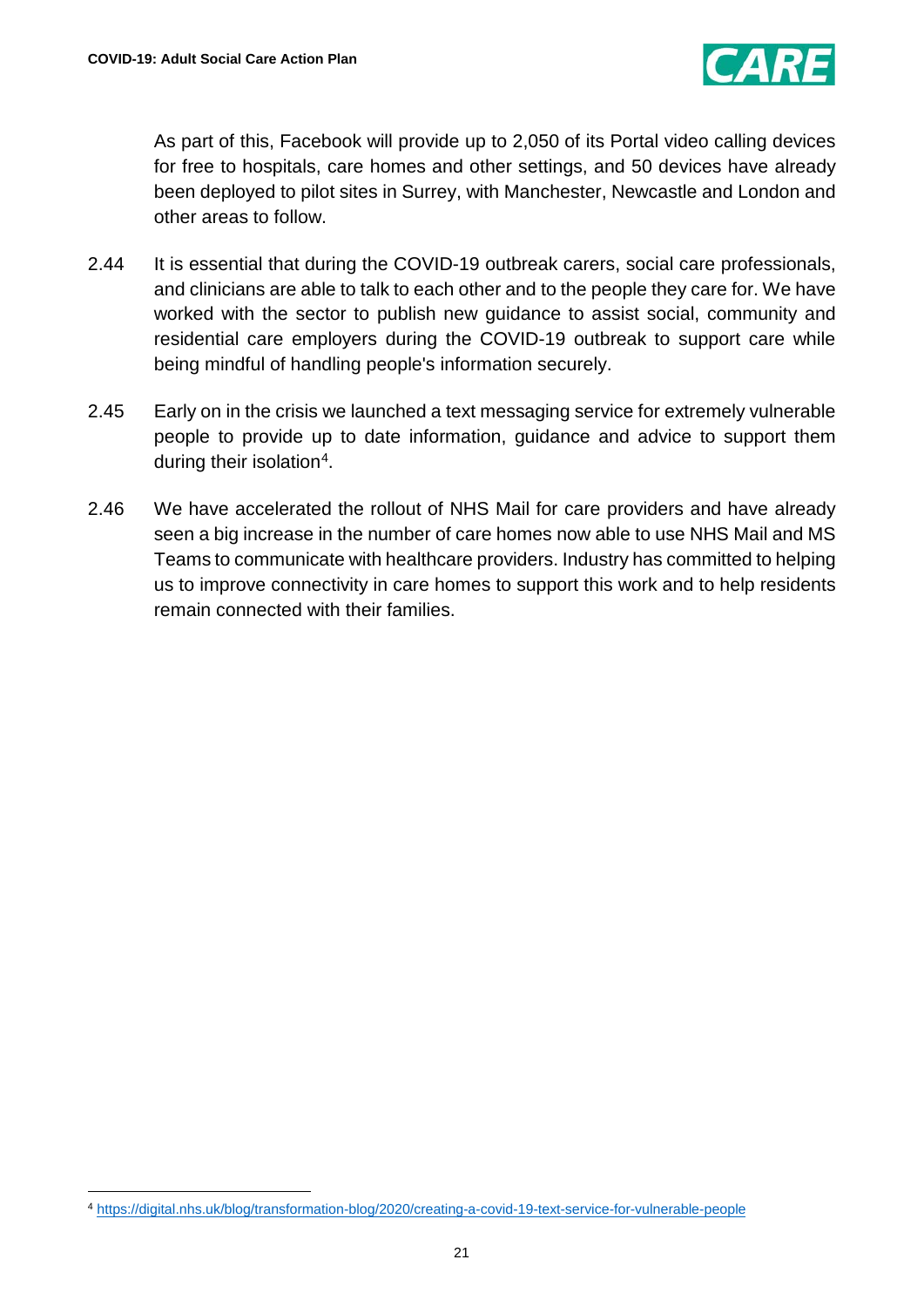As part of this, Facebook will provide up to 2,050 of its Portal video calling devices for free to hospitals, care homes and other settings, and 50 devices have already been deployed to pilot sites in Surrey, with Manchester, Newcastle and London and other areas to follow.

2.44 It is essential that during the COVID-19 outbreak carers, social care professionals, and clinicians are able to talk to each other and to the people they care for. We have worked with the sector to publish new guidance to assist social, community and residential care employers during the COVID-19 outbreak to support care while being mindful of handling people's information securely.

2.45 Early on in the crisis we launched a text messaging service for extremely vulnerable people to provide up to date information, guidance and advice to support them during their isolation[4].

2.46 We have accelerated the rollout of NHS Mail for care providers and have already seen a big increase in the number of care homes now able to use NHS Mail and MS Teams to communicate with healthcare providers. Industry has committed to helping us to improve connectivity in care homes to support this work and to help residents remain connected with their families.

---

[4] https://digital.nhs.uk/blog/transformation-blog/2020/creating-a-covid-19-text-service-for-vulnerable-people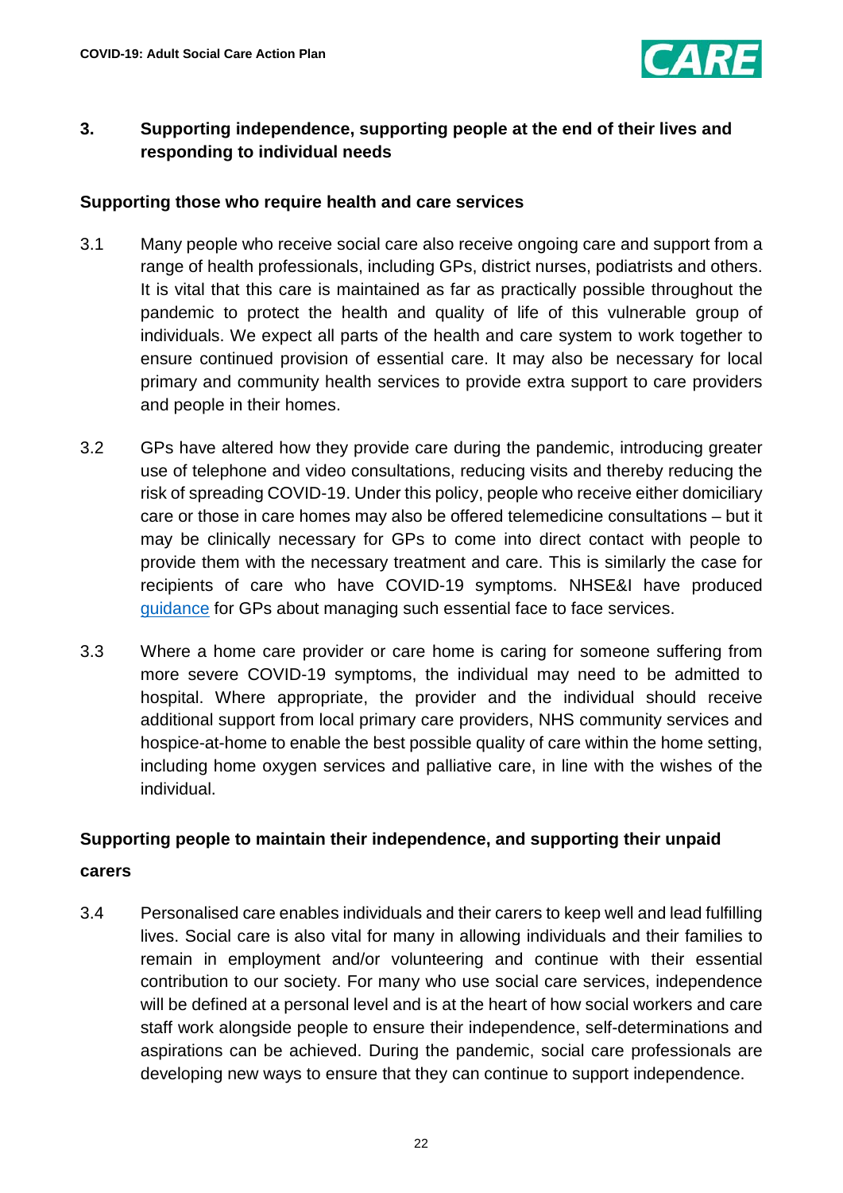## 3. Supporting independence, supporting people at the end of their lives and responding to individual needs

### Supporting those who require health and care services

3.1 Many people who receive social care also receive ongoing care and support from a range of health professionals, including GPs, district nurses, podiatrists and others. It is vital that this care is maintained as far as practically possible throughout the pandemic to protect the health and quality of life of this vulnerable group of individuals. We expect all parts of the health and care system to work together to ensure continued provision of essential care. It may also be necessary for local primary and community health services to provide extra support to care providers and people in their homes.

3.2 GPs have altered how they provide care during the pandemic, introducing greater use of telephone and video consultations, reducing visits and thereby reducing the risk of spreading COVID-19. Under this policy, people who receive either domiciliary care or those in care homes may also be offered telemedicine consultations – but it may be clinically necessary for GPs to come into direct contact with people to provide them with the necessary treatment and care. This is similarly the case for recipients of care who have COVID-19 symptoms. NHSE&I have produced guidance for GPs about managing such essential face to face services.

3.3 Where a home care provider or care home is caring for someone suffering from more severe COVID-19 symptoms, the individual may need to be admitted to hospital. Where appropriate, the provider and the individual should receive additional support from local primary care providers, NHS community services and hospice-at-home to enable the best possible quality of care within the home setting, including home oxygen services and palliative care, in line with the wishes of the individual.

### Supporting people to maintain their independence, and supporting their unpaid carers

3.4 Personalised care enables individuals and their carers to keep well and lead fulfilling lives. Social care is also vital for many in allowing individuals and their families to remain in employment and/or volunteering and continue with their essential contribution to our society. For many who use social care services, independence will be defined at a personal level and is at the heart of how social workers and care staff work alongside people to ensure their independence, self-determinations and aspirations can be achieved. During the pandemic, social care professionals are developing new ways to ensure that they can continue to support independence.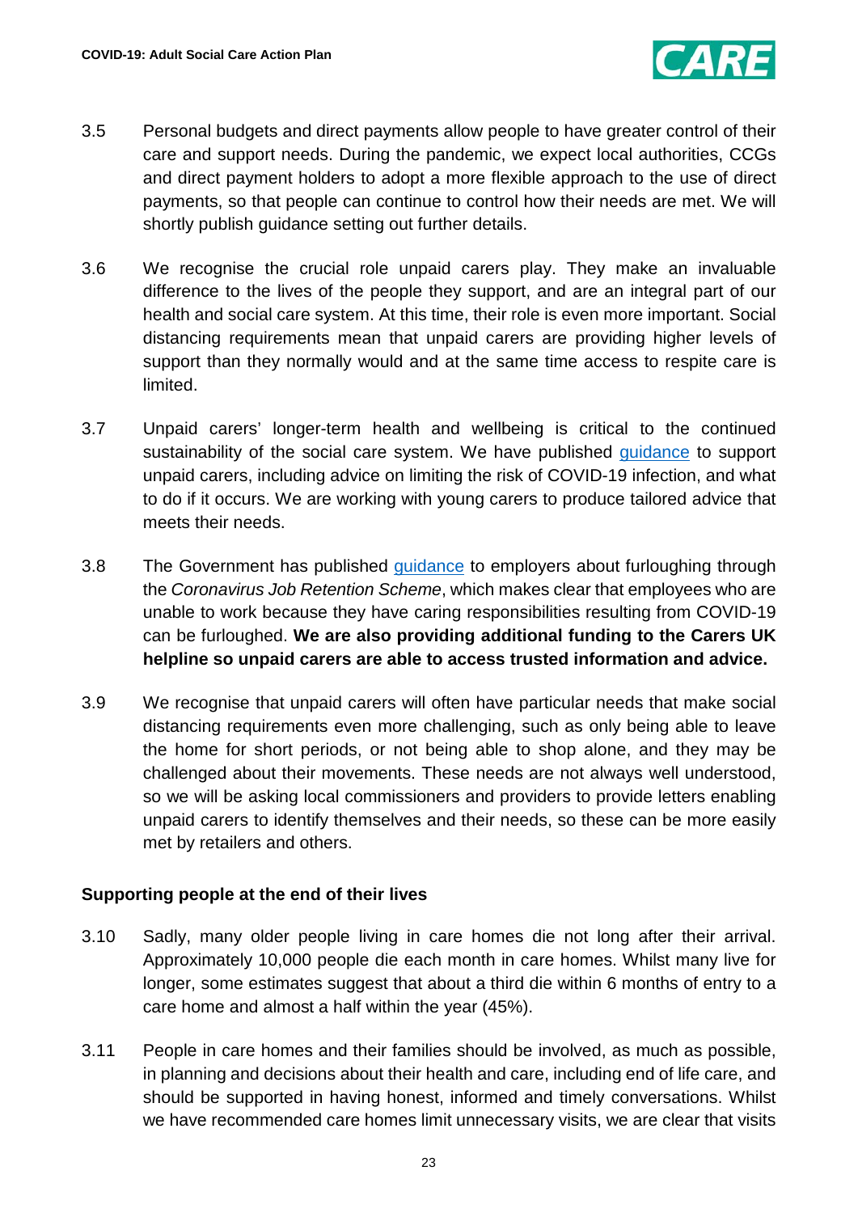3.5 Personal budgets and direct payments allow people to have greater control of their care and support needs. During the pandemic, we expect local authorities, CCGs and direct payment holders to adopt a more flexible approach to the use of direct payments, so that people can continue to control how their needs are met. We will shortly publish guidance setting out further details.

3.6 We recognise the crucial role unpaid carers play. They make an invaluable difference to the lives of the people they support, and are an integral part of our health and social care system. At this time, their role is even more important. Social distancing requirements mean that unpaid carers are providing higher levels of support than they normally would and at the same time access to respite care is limited.

3.7 Unpaid carers' longer-term health and wellbeing is critical to the continued sustainability of the social care system. We have published guidance to support unpaid carers, including advice on limiting the risk of COVID-19 infection, and what to do if it occurs. We are working with young carers to produce tailored advice that meets their needs.

3.8 The Government has published guidance to employers about furloughing through the *Coronavirus Job Retention Scheme*, which makes clear that employees who are unable to work because they have caring responsibilities resulting from COVID-19 can be furloughed. **We are also providing additional funding to the Carers UK helpline so unpaid carers are able to access trusted information and advice.**

3.9 We recognise that unpaid carers will often have particular needs that make social distancing requirements even more challenging, such as only being able to leave the home for short periods, or not being able to shop alone, and they may be challenged about their movements. These needs are not always well understood, so we will be asking local commissioners and providers to provide letters enabling unpaid carers to identify themselves and their needs, so these can be more easily met by retailers and others.

## Supporting people at the end of their lives

3.10 Sadly, many older people living in care homes die not long after their arrival. Approximately 10,000 people die each month in care homes. Whilst many live for longer, some estimates suggest that about a third die within 6 months of entry to a care home and almost a half within the year (45%).

3.11 People in care homes and their families should be involved, as much as possible, in planning and decisions about their health and care, including end of life care, and should be supported in having honest, informed and timely conversations. Whilst we have recommended care homes limit unnecessary visits, we are clear that visits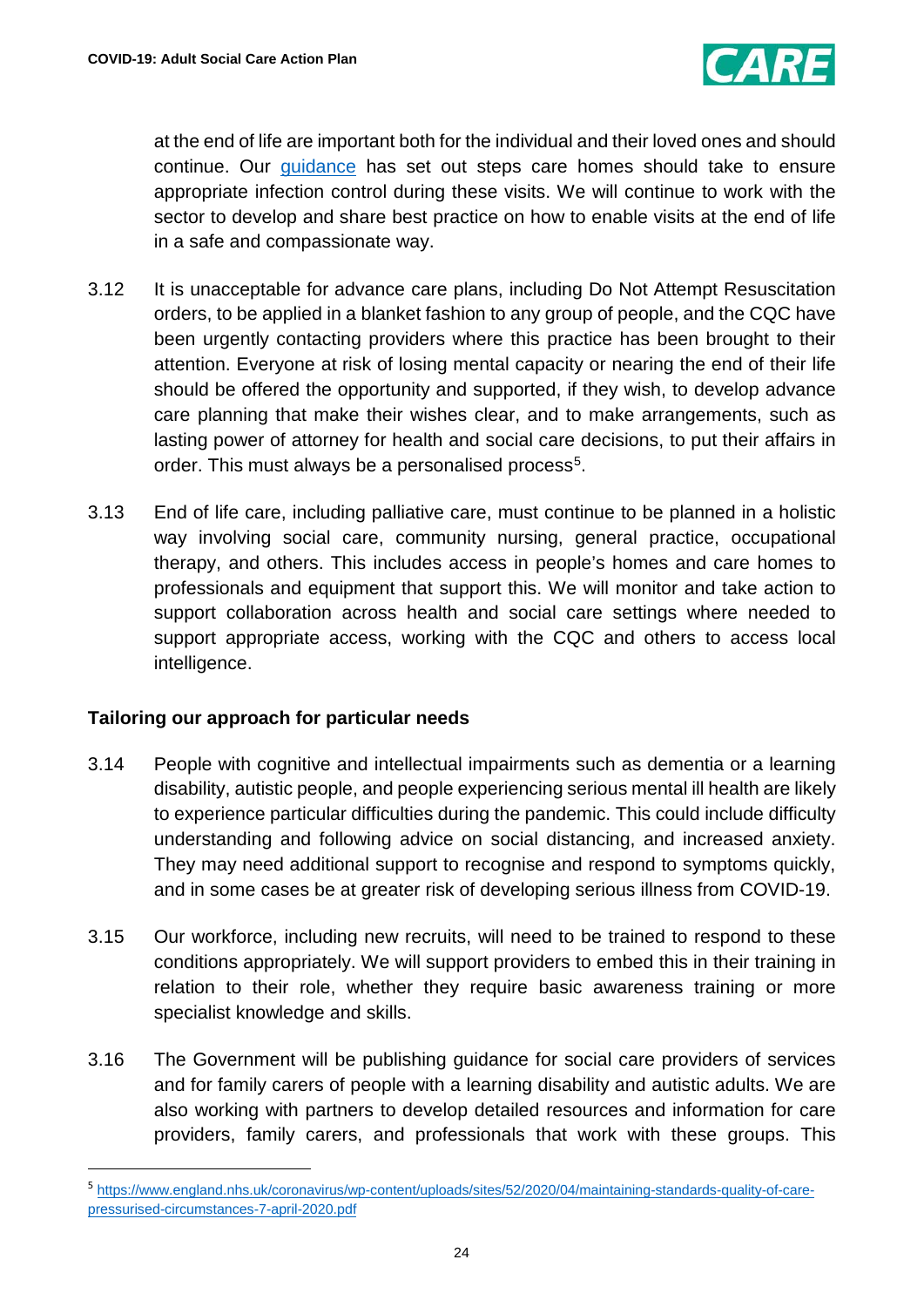at the end of life are important both for the individual and their loved ones and should continue. Our [guidance](guidance) has set out steps care homes should take to ensure appropriate infection control during these visits. We will continue to work with the sector to develop and share best practice on how to enable visits at the end of life in a safe and compassionate way.

3.12 It is unacceptable for advance care plans, including Do Not Attempt Resuscitation orders, to be applied in a blanket fashion to any group of people, and the CQC have been urgently contacting providers where this practice has been brought to their attention. Everyone at risk of losing mental capacity or nearing the end of their life should be offered the opportunity and supported, if they wish, to develop advance care planning that make their wishes clear, and to make arrangements, such as lasting power of attorney for health and social care decisions, to put their affairs in order. This must always be a personalised process[5].

3.13 End of life care, including palliative care, must continue to be planned in a holistic way involving social care, community nursing, general practice, occupational therapy, and others. This includes access in people's homes and care homes to professionals and equipment that support this. We will monitor and take action to support collaboration across health and social care settings where needed to support appropriate access, working with the CQC and others to access local intelligence.

**Tailoring our approach for particular needs**

3.14 People with cognitive and intellectual impairments such as dementia or a learning disability, autistic people, and people experiencing serious mental ill health are likely to experience particular difficulties during the pandemic. This could include difficulty understanding and following advice on social distancing, and increased anxiety. They may need additional support to recognise and respond to symptoms quickly, and in some cases be at greater risk of developing serious illness from COVID-19.

3.15 Our workforce, including new recruits, will need to be trained to respond to these conditions appropriately. We will support providers to embed this in their training in relation to their role, whether they require basic awareness training or more specialist knowledge and skills.

3.16 The Government will be publishing guidance for social care providers of services and for family carers of people with a learning disability and autistic adults. We are also working with partners to develop detailed resources and information for care providers, family carers, and professionals that work with these groups. This

---

[5] https://www.england.nhs.uk/coronavirus/wp-content/uploads/sites/52/2020/04/maintaining-standards-quality-of-care-pressurised-circumstances-7-april-2020.pdf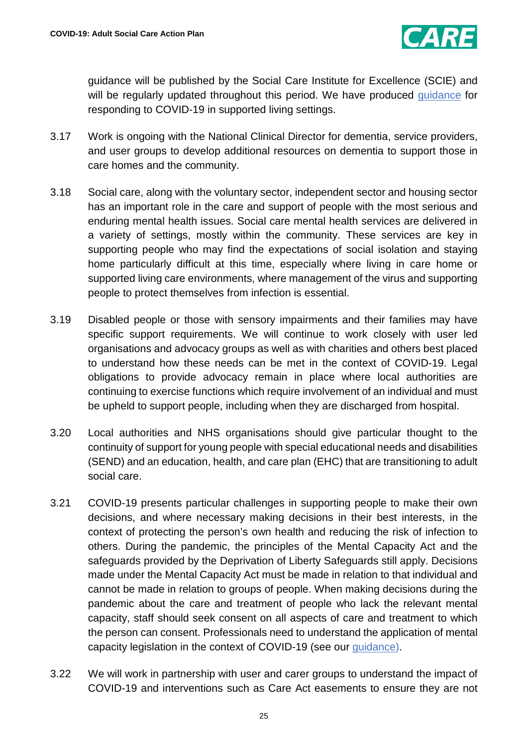guidance will be published by the Social Care Institute for Excellence (SCIE) and will be regularly updated throughout this period. We have produced guidance for responding to COVID-19 in supported living settings.

3.17 Work is ongoing with the National Clinical Director for dementia, service providers, and user groups to develop additional resources on dementia to support those in care homes and the community.

3.18 Social care, along with the voluntary sector, independent sector and housing sector has an important role in the care and support of people with the most serious and enduring mental health issues. Social care mental health services are delivered in a variety of settings, mostly within the community. These services are key in supporting people who may find the expectations of social isolation and staying home particularly difficult at this time, especially where living in care home or supported living care environments, where management of the virus and supporting people to protect themselves from infection is essential.

3.19 Disabled people or those with sensory impairments and their families may have specific support requirements. We will continue to work closely with user led organisations and advocacy groups as well as with charities and others best placed to understand how these needs can be met in the context of COVID-19. Legal obligations to provide advocacy remain in place where local authorities are continuing to exercise functions which require involvement of an individual and must be upheld to support people, including when they are discharged from hospital.

3.20 Local authorities and NHS organisations should give particular thought to the continuity of support for young people with special educational needs and disabilities (SEND) and an education, health, and care plan (EHC) that are transitioning to adult social care.

3.21 COVID-19 presents particular challenges in supporting people to make their own decisions, and where necessary making decisions in their best interests, in the context of protecting the person's own health and reducing the risk of infection to others. During the pandemic, the principles of the Mental Capacity Act and the safeguards provided by the Deprivation of Liberty Safeguards still apply. Decisions made under the Mental Capacity Act must be made in relation to that individual and cannot be made in relation to groups of people. When making decisions during the pandemic about the care and treatment of people who lack the relevant mental capacity, staff should seek consent on all aspects of care and treatment to which the person can consent. Professionals need to understand the application of mental capacity legislation in the context of COVID-19 (see our guidance).

3.22 We will work in partnership with user and carer groups to understand the impact of COVID-19 and interventions such as Care Act easements to ensure they are not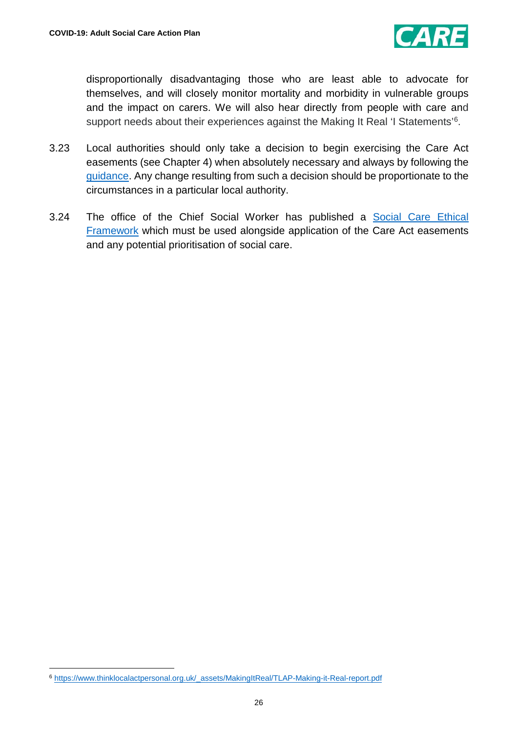disproportionally disadvantaging those who are least able to advocate for themselves, and will closely monitor mortality and morbidity in vulnerable groups and the impact on carers. We will also hear directly from people with care and support needs about their experiences against the Making It Real 'I Statements'[6].

3.23 Local authorities should only take a decision to begin exercising the Care Act easements (see Chapter 4) when absolutely necessary and always by following the guidance. Any change resulting from such a decision should be proportionate to the circumstances in a particular local authority.

3.24 The office of the Chief Social Worker has published a Social Care Ethical Framework which must be used alongside application of the Care Act easements and any potential prioritisation of social care.

---

[6] https://www.thinklocalactpersonal.org.uk/_assets/MakingItReal/TLAP-Making-it-Real-report.pdf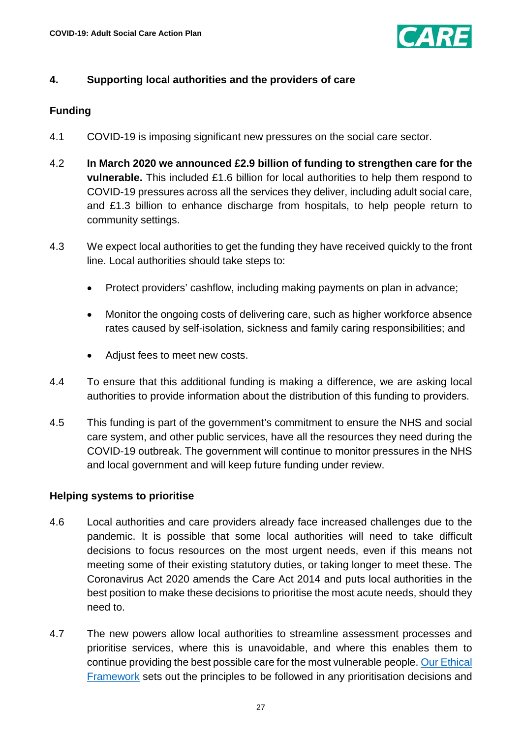## 4. Supporting local authorities and the providers of care

### Funding

4.1 COVID-19 is imposing significant new pressures on the social care sector.

4.2 **In March 2020 we announced £2.9 billion of funding to strengthen care for the vulnerable.** This included £1.6 billion for local authorities to help them respond to COVID-19 pressures across all the services they deliver, including adult social care, and £1.3 billion to enhance discharge from hospitals, to help people return to community settings.

4.3 We expect local authorities to get the funding they have received quickly to the front line. Local authorities should take steps to:

- Protect providers' cashflow, including making payments on plan in advance;
- Monitor the ongoing costs of delivering care, such as higher workforce absence rates caused by self-isolation, sickness and family caring responsibilities; and
- Adjust fees to meet new costs.

4.4 To ensure that this additional funding is making a difference, we are asking local authorities to provide information about the distribution of this funding to providers.

4.5 This funding is part of the government's commitment to ensure the NHS and social care system, and other public services, have all the resources they need during the COVID-19 outbreak. The government will continue to monitor pressures in the NHS and local government and will keep future funding under review.

### Helping systems to prioritise

4.6 Local authorities and care providers already face increased challenges due to the pandemic. It is possible that some local authorities will need to take difficult decisions to focus resources on the most urgent needs, even if this means not meeting some of their existing statutory duties, or taking longer to meet these. The Coronavirus Act 2020 amends the Care Act 2014 and puts local authorities in the best position to make these decisions to prioritise the most acute needs, should they need to.

4.7 The new powers allow local authorities to streamline assessment processes and prioritise services, where this is unavoidable, and where this enables them to continue providing the best possible care for the most vulnerable people. Our Ethical Framework sets out the principles to be followed in any prioritisation decisions and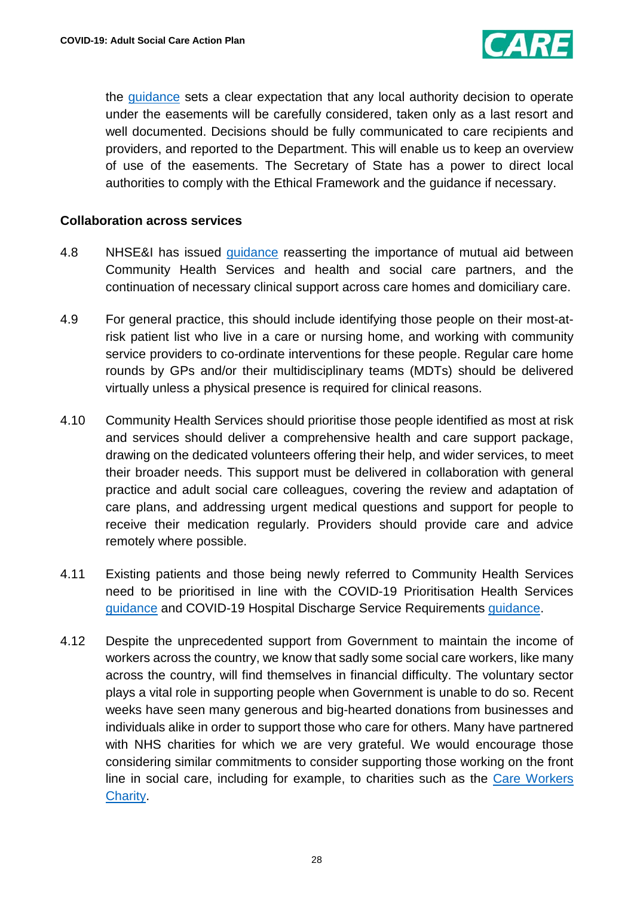the guidance sets a clear expectation that any local authority decision to operate under the easements will be carefully considered, taken only as a last resort and well documented. Decisions should be fully communicated to care recipients and providers, and reported to the Department. This will enable us to keep an overview of use of the easements. The Secretary of State has a power to direct local authorities to comply with the Ethical Framework and the guidance if necessary.

**Collaboration across services**

4.8 NHSE&I has issued guidance reasserting the importance of mutual aid between Community Health Services and health and social care partners, and the continuation of necessary clinical support across care homes and domiciliary care.

4.9 For general practice, this should include identifying those people on their most-at-risk patient list who live in a care or nursing home, and working with community service providers to co-ordinate interventions for these people. Regular care home rounds by GPs and/or their multidisciplinary teams (MDTs) should be delivered virtually unless a physical presence is required for clinical reasons.

4.10 Community Health Services should prioritise those people identified as most at risk and services should deliver a comprehensive health and care support package, drawing on the dedicated volunteers offering their help, and wider services, to meet their broader needs. This support must be delivered in collaboration with general practice and adult social care colleagues, covering the review and adaptation of care plans, and addressing urgent medical questions and support for people to receive their medication regularly. Providers should provide care and advice remotely where possible.

4.11 Existing patients and those being newly referred to Community Health Services need to be prioritised in line with the COVID-19 Prioritisation Health Services guidance and COVID-19 Hospital Discharge Service Requirements guidance.

4.12 Despite the unprecedented support from Government to maintain the income of workers across the country, we know that sadly some social care workers, like many across the country, will find themselves in financial difficulty. The voluntary sector plays a vital role in supporting people when Government is unable to do so. Recent weeks have seen many generous and big-hearted donations from businesses and individuals alike in order to support those who care for others. Many have partnered with NHS charities for which we are very grateful. We would encourage those considering similar commitments to consider supporting those working on the front line in social care, including for example, to charities such as the Care Workers Charity.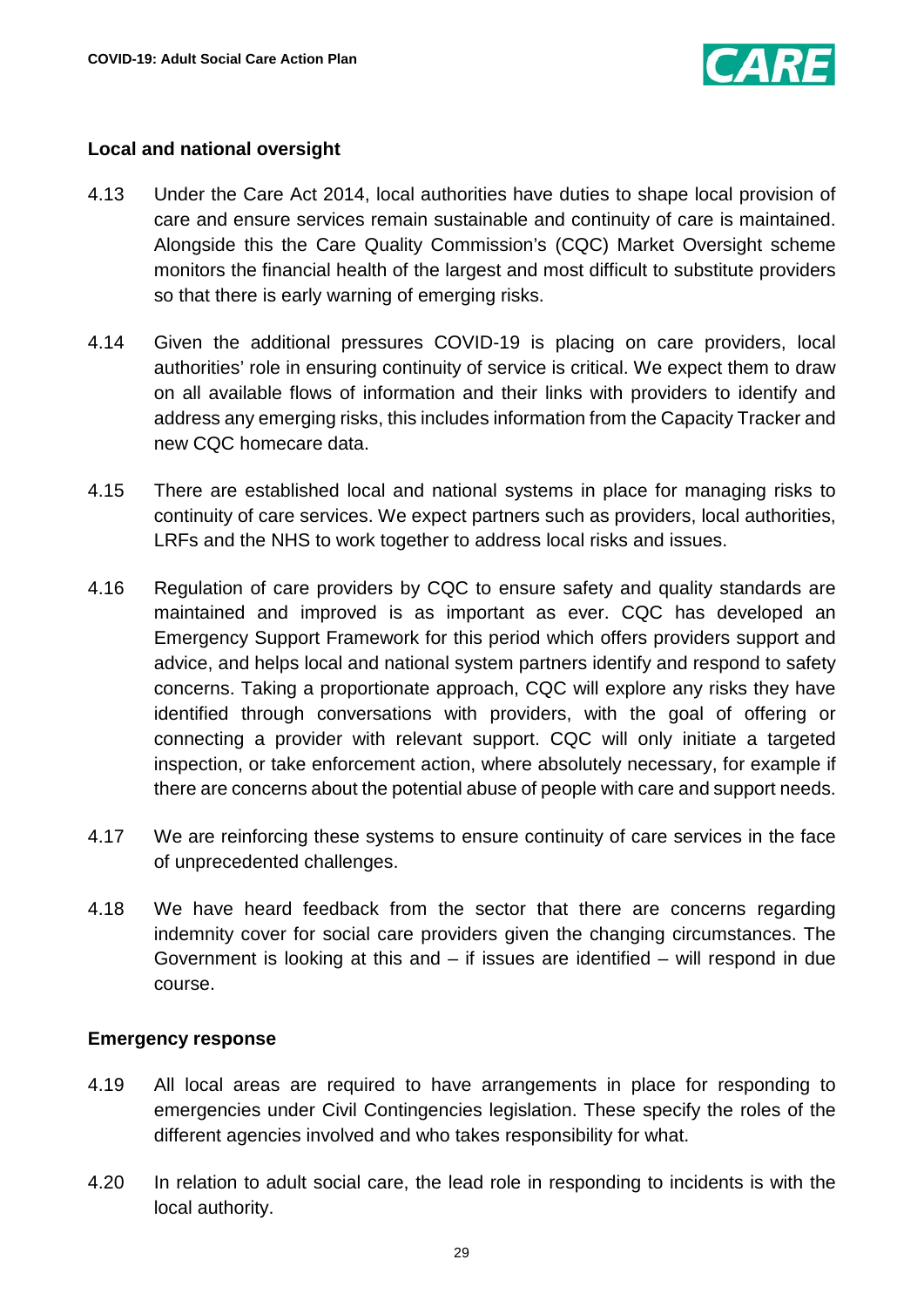### Local and national oversight

4.13 Under the Care Act 2014, local authorities have duties to shape local provision of care and ensure services remain sustainable and continuity of care is maintained. Alongside this the Care Quality Commission's (CQC) Market Oversight scheme monitors the financial health of the largest and most difficult to substitute providers so that there is early warning of emerging risks.

4.14 Given the additional pressures COVID-19 is placing on care providers, local authorities' role in ensuring continuity of service is critical. We expect them to draw on all available flows of information and their links with providers to identify and address any emerging risks, this includes information from the Capacity Tracker and new CQC homecare data.

4.15 There are established local and national systems in place for managing risks to continuity of care services. We expect partners such as providers, local authorities, LRFs and the NHS to work together to address local risks and issues.

4.16 Regulation of care providers by CQC to ensure safety and quality standards are maintained and improved is as important as ever. CQC has developed an Emergency Support Framework for this period which offers providers support and advice, and helps local and national system partners identify and respond to safety concerns. Taking a proportionate approach, CQC will explore any risks they have identified through conversations with providers, with the goal of offering or connecting a provider with relevant support. CQC will only initiate a targeted inspection, or take enforcement action, where absolutely necessary, for example if there are concerns about the potential abuse of people with care and support needs.

4.17 We are reinforcing these systems to ensure continuity of care services in the face of unprecedented challenges.

4.18 We have heard feedback from the sector that there are concerns regarding indemnity cover for social care providers given the changing circumstances. The Government is looking at this and – if issues are identified – will respond in due course.

### Emergency response

4.19 All local areas are required to have arrangements in place for responding to emergencies under Civil Contingencies legislation. These specify the roles of the different agencies involved and who takes responsibility for what.

4.20 In relation to adult social care, the lead role in responding to incidents is with the local authority.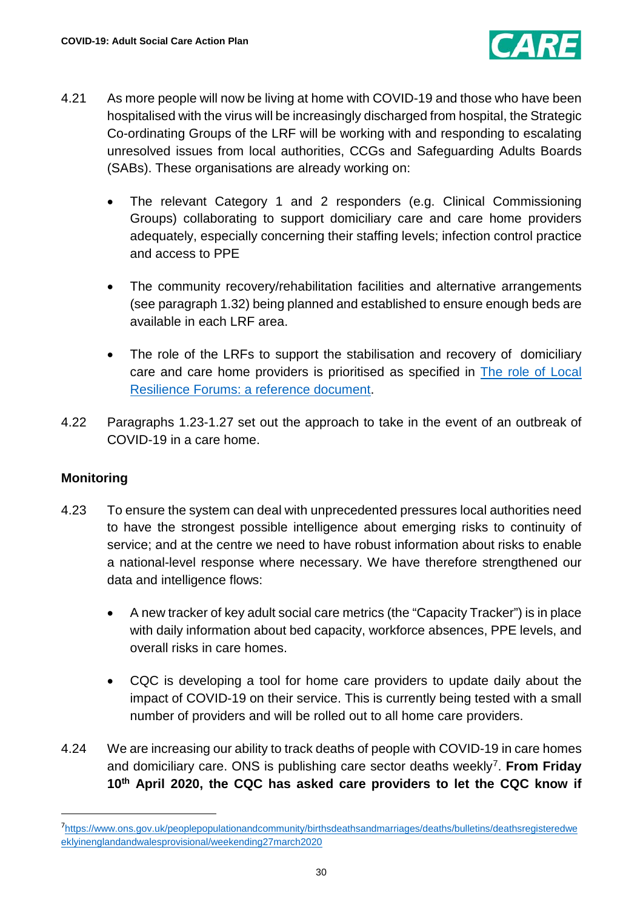4.21 As more people will now be living at home with COVID-19 and those who have been hospitalised with the virus will be increasingly discharged from hospital, the Strategic Co-ordinating Groups of the LRF will be working with and responding to escalating unresolved issues from local authorities, CCGs and Safeguarding Adults Boards (SABs). These organisations are already working on:

- The relevant Category 1 and 2 responders (e.g. Clinical Commissioning Groups) collaborating to support domiciliary care and care home providers adequately, especially concerning their staffing levels; infection control practice and access to PPE
- The community recovery/rehabilitation facilities and alternative arrangements (see paragraph 1.32) being planned and established to ensure enough beds are available in each LRF area.
- The role of the LRFs to support the stabilisation and recovery of domiciliary care and care home providers is prioritised as specified in [The role of Local Resilience Forums: a reference document](#).

4.22 Paragraphs 1.23-1.27 set out the approach to take in the event of an outbreak of COVID-19 in a care home.

## Monitoring

4.23 To ensure the system can deal with unprecedented pressures local authorities need to have the strongest possible intelligence about emerging risks to continuity of service; and at the centre we need to have robust information about risks to enable a national-level response where necessary. We have therefore strengthened our data and intelligence flows:

- A new tracker of key adult social care metrics (the "Capacity Tracker") is in place with daily information about bed capacity, workforce absences, PPE levels, and overall risks in care homes.
- CQC is developing a tool for home care providers to update daily about the impact of COVID-19 on their service. This is currently being tested with a small number of providers and will be rolled out to all home care providers.

4.24 We are increasing our ability to track deaths of people with COVID-19 in care homes and domiciliary care. ONS is publishing care sector deaths weekly[7]. **From Friday 10th April 2020, the CQC has asked care providers to let the CQC know if**

---

[7] https://www.ons.gov.uk/peoplepopulationandcommunity/birthsdeathsandmarriages/deaths/bulletins/deathsregisteredweeklyinenglandandwalesprovisional/weekending27march2020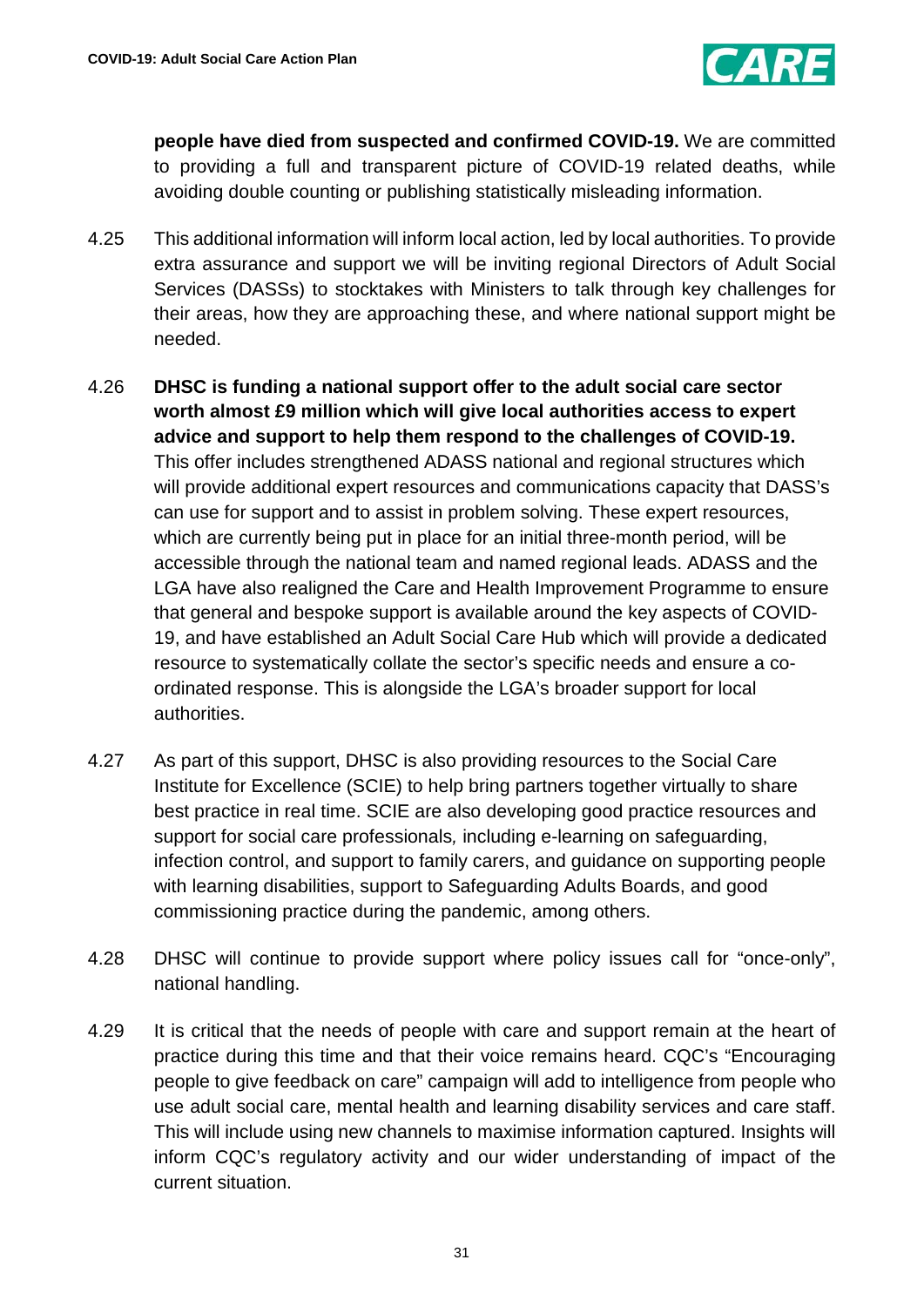**people have died from suspected and confirmed COVID-19.** We are committed to providing a full and transparent picture of COVID-19 related deaths, while avoiding double counting or publishing statistically misleading information.

4.25 This additional information will inform local action, led by local authorities. To provide extra assurance and support we will be inviting regional Directors of Adult Social Services (DASSs) to stocktakes with Ministers to talk through key challenges for their areas, how they are approaching these, and where national support might be needed.

4.26 **DHSC is funding a national support offer to the adult social care sector worth almost £9 million which will give local authorities access to expert advice and support to help them respond to the challenges of COVID-19.** This offer includes strengthened ADASS national and regional structures which will provide additional expert resources and communications capacity that DASS's can use for support and to assist in problem solving. These expert resources, which are currently being put in place for an initial three-month period, will be accessible through the national team and named regional leads. ADASS and the LGA have also realigned the Care and Health Improvement Programme to ensure that general and bespoke support is available around the key aspects of COVID-19, and have established an Adult Social Care Hub which will provide a dedicated resource to systematically collate the sector's specific needs and ensure a co-ordinated response. This is alongside the LGA's broader support for local authorities.

4.27 As part of this support, DHSC is also providing resources to the Social Care Institute for Excellence (SCIE) to help bring partners together virtually to share best practice in real time. SCIE are also developing good practice resources and support for social care professionals, including e-learning on safeguarding, infection control, and support to family carers, and guidance on supporting people with learning disabilities, support to Safeguarding Adults Boards, and good commissioning practice during the pandemic, among others.

4.28 DHSC will continue to provide support where policy issues call for "once-only", national handling.

4.29 It is critical that the needs of people with care and support remain at the heart of practice during this time and that their voice remains heard. CQC's "Encouraging people to give feedback on care" campaign will add to intelligence from people who use adult social care, mental health and learning disability services and care staff. This will include using new channels to maximise information captured. Insights will inform CQC's regulatory activity and our wider understanding of impact of the current situation.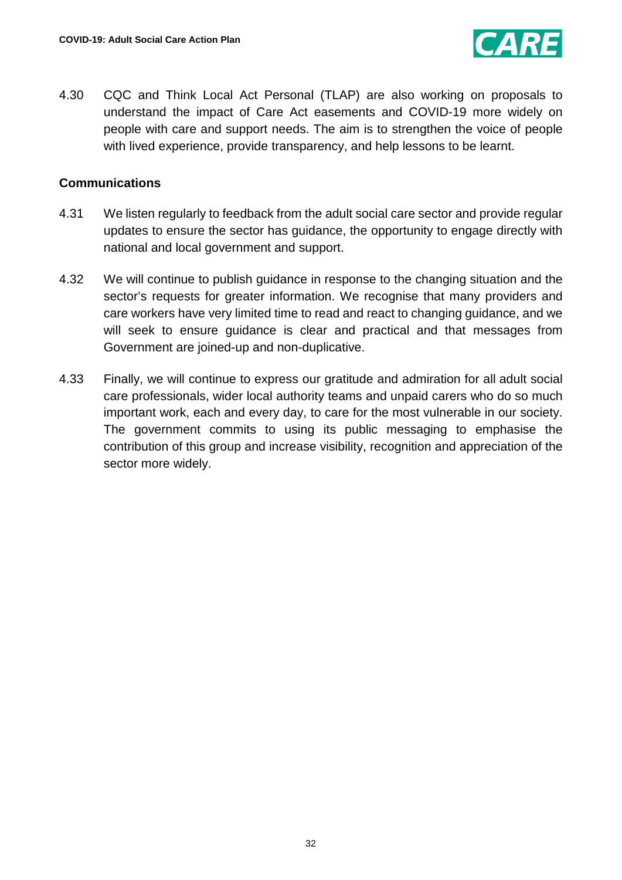4.30 CQC and Think Local Act Personal (TLAP) are also working on proposals to understand the impact of Care Act easements and COVID-19 more widely on people with care and support needs. The aim is to strengthen the voice of people with lived experience, provide transparency, and help lessons to be learnt.

### Communications

4.31 We listen regularly to feedback from the adult social care sector and provide regular updates to ensure the sector has guidance, the opportunity to engage directly with national and local government and support.

4.32 We will continue to publish guidance in response to the changing situation and the sector's requests for greater information. We recognise that many providers and care workers have very limited time to read and react to changing guidance, and we will seek to ensure guidance is clear and practical and that messages from Government are joined-up and non-duplicative.

4.33 Finally, we will continue to express our gratitude and admiration for all adult social care professionals, wider local authority teams and unpaid carers who do so much important work, each and every day, to care for the most vulnerable in our society. The government commits to using its public messaging to emphasise the contribution of this group and increase visibility, recognition and appreciation of the sector more widely.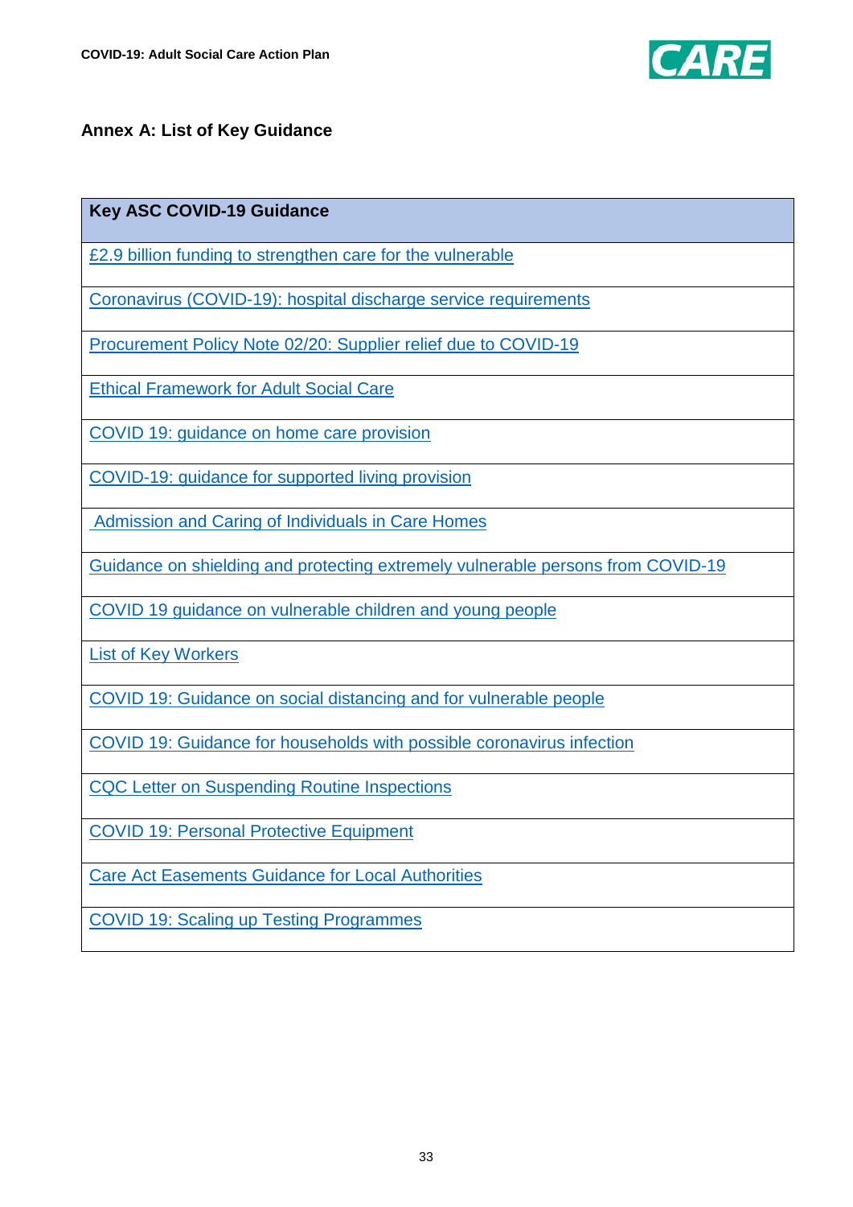## Annex A: List of Key Guidance

| Key ASC COVID-19 Guidance |
|---|
| £2.9 billion funding to strengthen care for the vulnerable |
| Coronavirus (COVID-19): hospital discharge service requirements |
| Procurement Policy Note 02/20: Supplier relief due to COVID-19 |
| Ethical Framework for Adult Social Care |
| COVID 19: guidance on home care provision |
| COVID-19: guidance for supported living provision |
| Admission and Caring of Individuals in Care Homes |
| Guidance on shielding and protecting extremely vulnerable persons from COVID-19 |
| COVID 19 guidance on vulnerable children and young people |
| List of Key Workers |
| COVID 19: Guidance on social distancing and for vulnerable people |
| COVID 19: Guidance for households with possible coronavirus infection |
| CQC Letter on Suspending Routine Inspections |
| COVID 19: Personal Protective Equipment |
| Care Act Easements Guidance for Local Authorities |
| COVID 19: Scaling up Testing Programmes |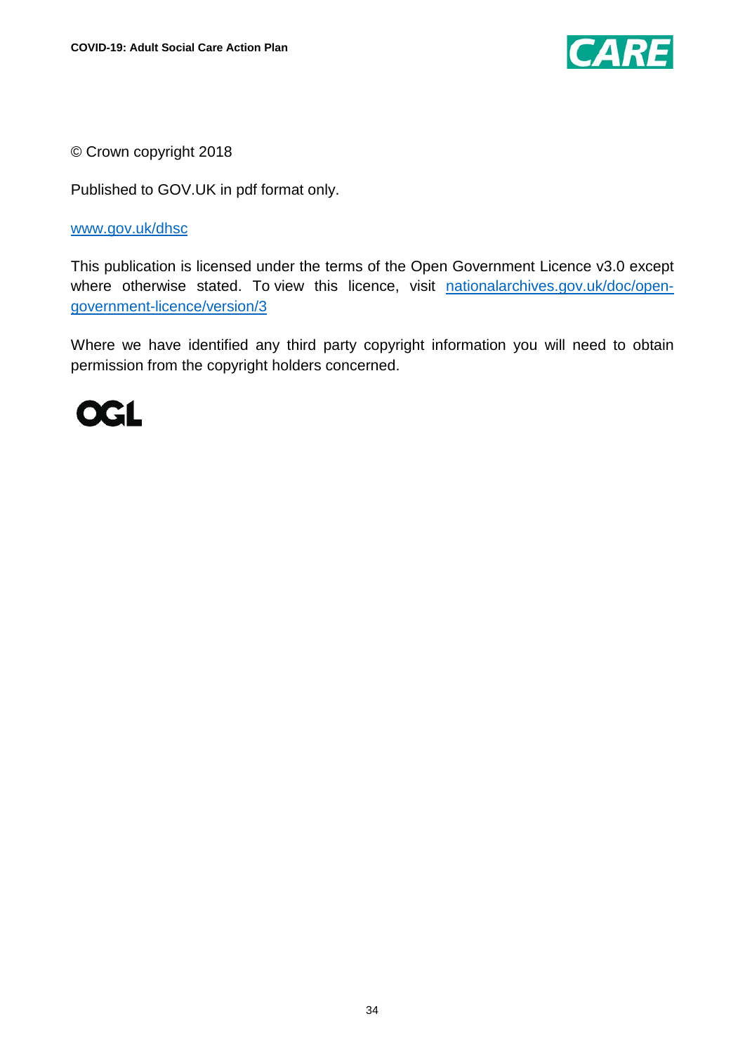© Crown copyright 2018

Published to GOV.UK in pdf format only.

[www.gov.uk/dhsc](http://www.gov.uk/dhsc)

This publication is licensed under the terms of the Open Government Licence v3.0 except where otherwise stated. To view this licence, visit [nationalarchives.gov.uk/doc/open-government-licence/version/3](http://nationalarchives.gov.uk/doc/open-government-licence/version/3)

Where we have identified any third party copyright information you will need to obtain permission from the copyright holders concerned.